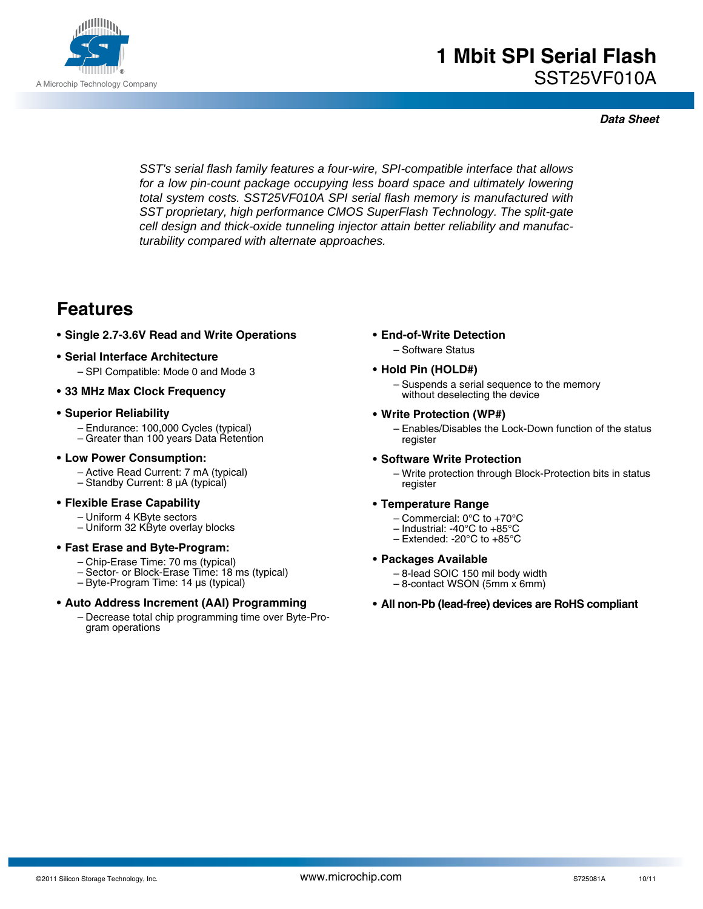# 1 Mbit SPI Serial Flash

## SST25VF010A

A Microchip Technology Company

***Data Sheet***

*SST's serial flash family features a four-wire, SPI-compatible interface that allows for a low pin-count package occupying less board space and ultimately lowering total system costs. SST25VF010A SPI serial flash memory is manufactured with SST proprietary, high performance CMOS SuperFlash Technology. The split-gate cell design and thick-oxide tunneling injector attain better reliability and manufacturability compared with alternate approaches.*

## Features

- **Single 2.7-3.6V Read and Write Operations**
- **Serial Interface Architecture**
  - SPI Compatible: Mode 0 and Mode 3
- **33 MHz Max Clock Frequency**
- **Superior Reliability**
  - Endurance: 100,000 Cycles (typical)
  - Greater than 100 years Data Retention
- **Low Power Consumption:**
  - Active Read Current: 7 mA (typical)
  - Standby Current: 8 µA (typical)
- **Flexible Erase Capability**
  - Uniform 4 KByte sectors
  - Uniform 32 KByte overlay blocks
- **Fast Erase and Byte-Program:**
  - Chip-Erase Time: 70 ms (typical)
  - Sector- or Block-Erase Time: 18 ms (typical)
  - Byte-Program Time: 14 µs (typical)
- **Auto Address Increment (AAI) Programming**
  - Decrease total chip programming time over Byte-Program operations
- **End-of-Write Detection**
  - Software Status
- **Hold Pin (HOLD#)**
  - Suspends a serial sequence to the memory without deselecting the device
- **Write Protection (WP#)**
  - Enables/Disables the Lock-Down function of the status register
- **Software Write Protection**
  - Write protection through Block-Protection bits in status register
- **Temperature Range**
  - Commercial: 0°C to +70°C
  - Industrial: -40°C to +85°C
  - Extended: -20°C to +85°C
- **Packages Available**
  - 8-lead SOIC 150 mil body width
  - 8-contact WSON (5mm x 6mm)
- **All non-Pb (lead-free) devices are RoHS compliant**

©2011 Silicon Storage Technology, Inc. www.microchip.com S725081A 10/11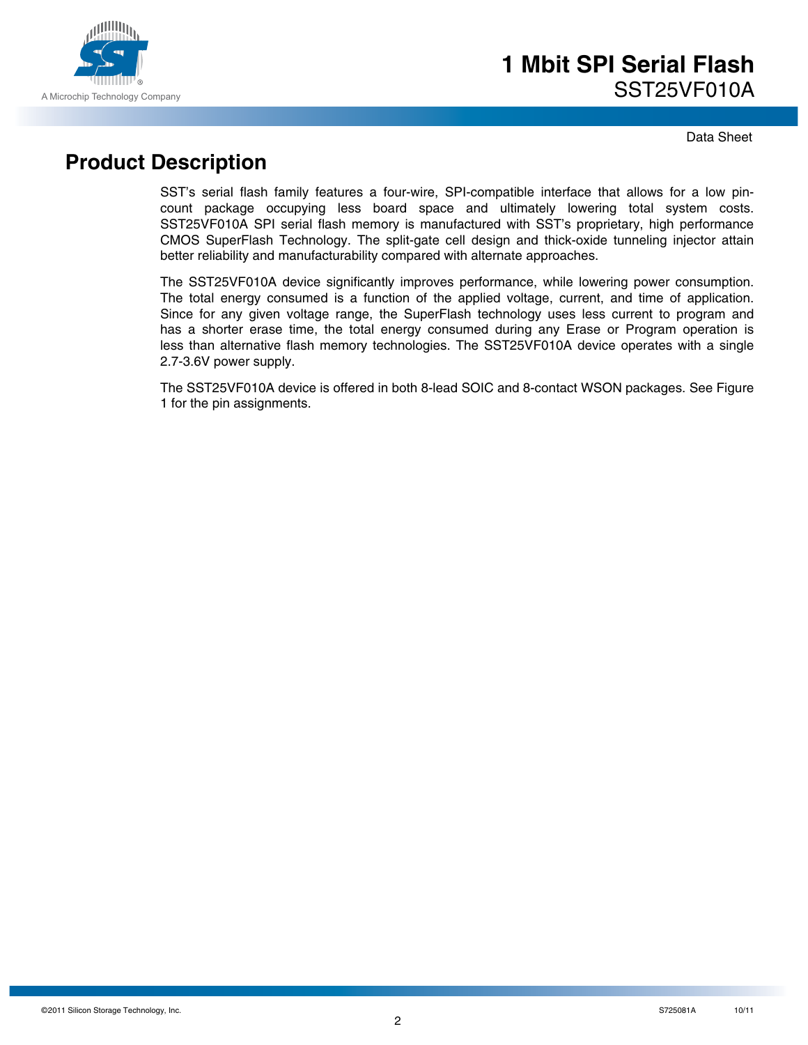## Product Description

SST's serial flash family features a four-wire, SPI-compatible interface that allows for a low pin-count package occupying less board space and ultimately lowering total system costs. SST25VF010A SPI serial flash memory is manufactured with SST's proprietary, high performance CMOS SuperFlash Technology. The split-gate cell design and thick-oxide tunneling injector attain better reliability and manufacturability compared with alternate approaches.

The SST25VF010A device significantly improves performance, while lowering power consumption. The total energy consumed is a function of the applied voltage, current, and time of application. Since for any given voltage range, the SuperFlash technology uses less current to program and has a shorter erase time, the total energy consumed during any Erase or Program operation is less than alternative flash memory technologies. The SST25VF010A device operates with a single 2.7-3.6V power supply.

The SST25VF010A device is offered in both 8-lead SOIC and 8-contact WSON packages. See Figure 1 for the pin assignments.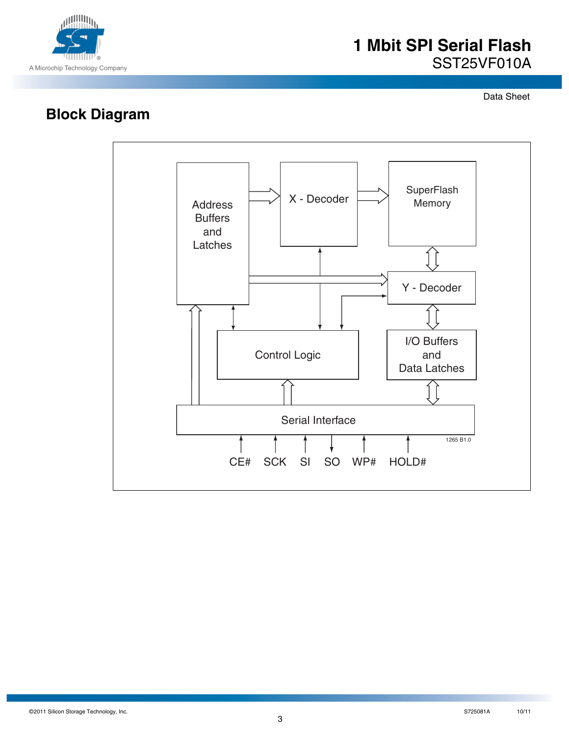## Block Diagram

Address Buffers and Latches

X - Decoder

SuperFlash Memory

Y - Decoder

Control Logic

I/O Buffers and Data Latches

Serial Interface

CE# SCK SI SO WP# HOLD#

1265 B1.0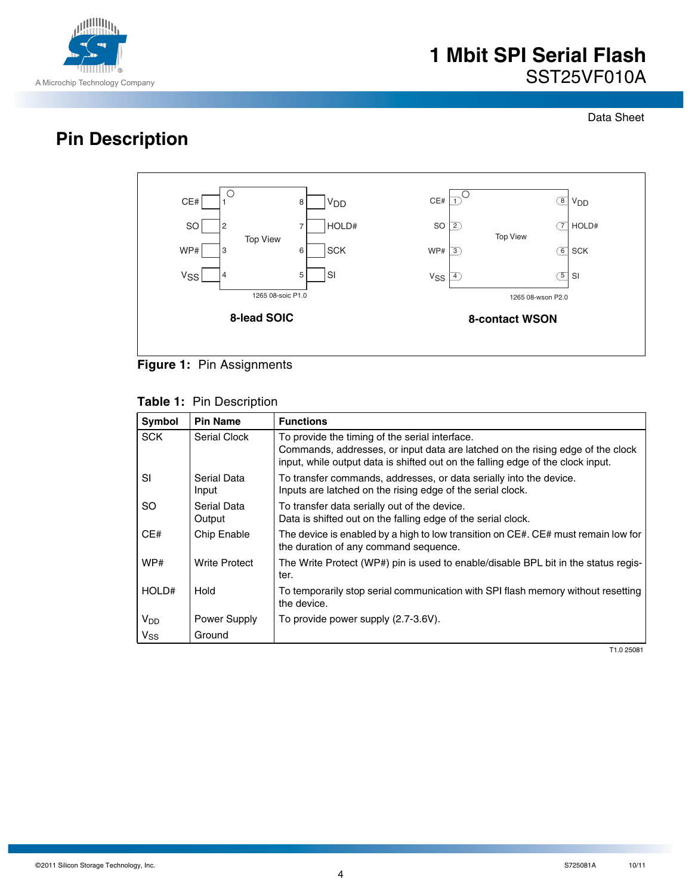# Pin Description

Figure 1: Pin Assignments

**Table 1:** Pin Description

| Symbol | Pin Name | Functions |
|---|---|---|
| SCK | Serial Clock | To provide the timing of the serial interface. Commands, addresses, or input data are latched on the rising edge of the clock input, while output data is shifted out on the falling edge of the clock input. |
| SI | Serial Data Input | To transfer commands, addresses, or data serially into the device. Inputs are latched on the rising edge of the serial clock. |
| SO | Serial Data Output | To transfer data serially out of the device. Data is shifted out on the falling edge of the serial clock. |
| CE# | Chip Enable | The device is enabled by a high to low transition on CE#. CE# must remain low for the duration of any command sequence. |
| WP# | Write Protect | The Write Protect (WP#) pin is used to enable/disable BPL bit in the status register. |
| HOLD# | Hold | To temporarily stop serial communication with SPI flash memory without resetting the device. |
| $V_{DD}$ | Power Supply | To provide power supply (2.7-3.6V). |
| $V_{SS}$ | Ground | |

T1.0 25081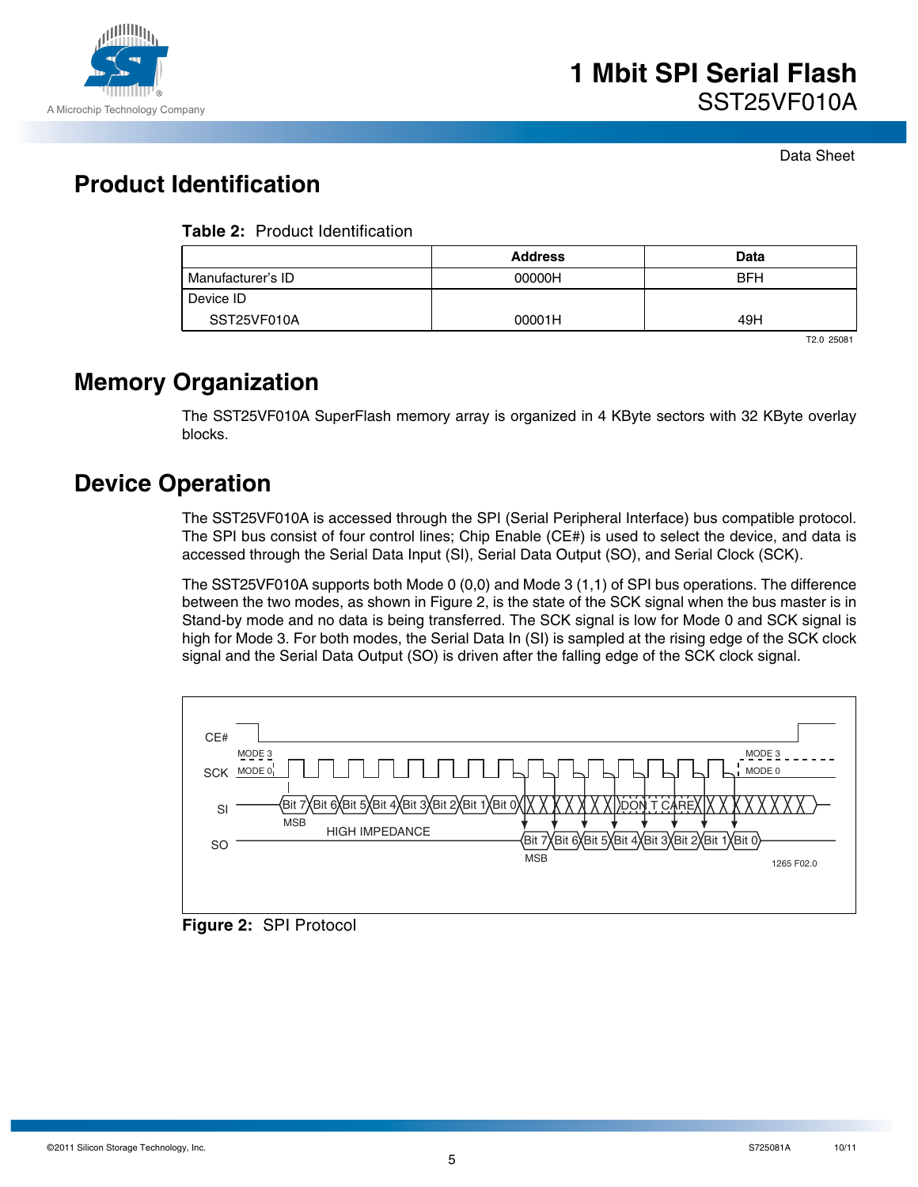## Product Identification

**Table 2:** Product Identification

| | Address | Data |
|---|---|---|
| Manufacturer's ID | 00000H | BFH |
| Device ID<br>SST25VF010A | 00001H | 49H |

T2.0 25081

## Memory Organization

The SST25VF010A SuperFlash memory array is organized in 4 KByte sectors with 32 KByte overlay blocks.

## Device Operation

The SST25VF010A is accessed through the SPI (Serial Peripheral Interface) bus compatible protocol. The SPI bus consist of four control lines; Chip Enable (CE#) is used to select the device, and data is accessed through the Serial Data Input (SI), Serial Data Output (SO), and Serial Clock (SCK).

The SST25VF010A supports both Mode 0 (0,0) and Mode 3 (1,1) of SPI bus operations. The difference between the two modes, as shown in Figure 2, is the state of the SCK signal when the bus master is in Stand-by mode and no data is being transferred. The SCK signal is low for Mode 0 and SCK signal is high for Mode 3. For both modes, the Serial Data In (SI) is sampled at the rising edge of the SCK clock signal and the Serial Data Output (SO) is driven after the falling edge of the SCK clock signal.

**Figure 2:** SPI Protocol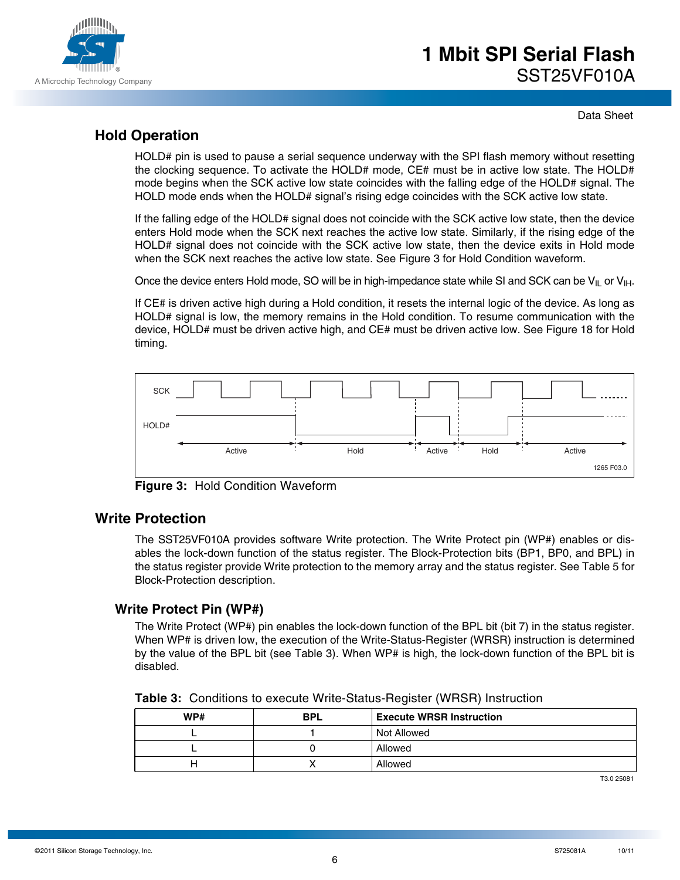## Hold Operation

HOLD# pin is used to pause a serial sequence underway with the SPI flash memory without resetting the clocking sequence. To activate the HOLD# mode, CE# must be in active low state. The HOLD# mode begins when the SCK active low state coincides with the falling edge of the HOLD# signal. The HOLD mode ends when the HOLD# signal's rising edge coincides with the SCK active low state.

If the falling edge of the HOLD# signal does not coincide with the SCK active low state, then the device enters Hold mode when the SCK next reaches the active low state. Similarly, if the rising edge of the HOLD# signal does not coincide with the SCK active low state, then the device exits in Hold mode when the SCK next reaches the active low state. See Figure 3 for Hold Condition waveform.

Once the device enters Hold mode, SO will be in high-impedance state while SI and SCK can be $V_{IL}$ or $V_{IH}$.

If CE# is driven active high during a Hold condition, it resets the internal logic of the device. As long as HOLD# signal is low, the memory remains in the Hold condition. To resume communication with the device, HOLD# must be driven active high, and CE# must be driven active low. See Figure 18 for Hold timing.

**Figure 3:** Hold Condition Waveform

## Write Protection

The SST25VF010A provides software Write protection. The Write Protect pin (WP#) enables or disables the lock-down function of the status register. The Block-Protection bits (BP1, BP0, and BPL) in the status register provide Write protection to the memory array and the status register. See Table 5 for Block-Protection description.

### Write Protect Pin (WP#)

The Write Protect (WP#) pin enables the lock-down function of the BPL bit (bit 7) in the status register. When WP# is driven low, the execution of the Write-Status-Register (WRSR) instruction is determined by the value of the BPL bit (see Table 3). When WP# is high, the lock-down function of the BPL bit is disabled.

**Table 3:** Conditions to execute Write-Status-Register (WRSR) Instruction

| WP# | BPL | Execute WRSR Instruction |
|---|---|---|
| L | 1 | Not Allowed |
| L | 0 | Allowed |
| H | X | Allowed |

T3.0 25081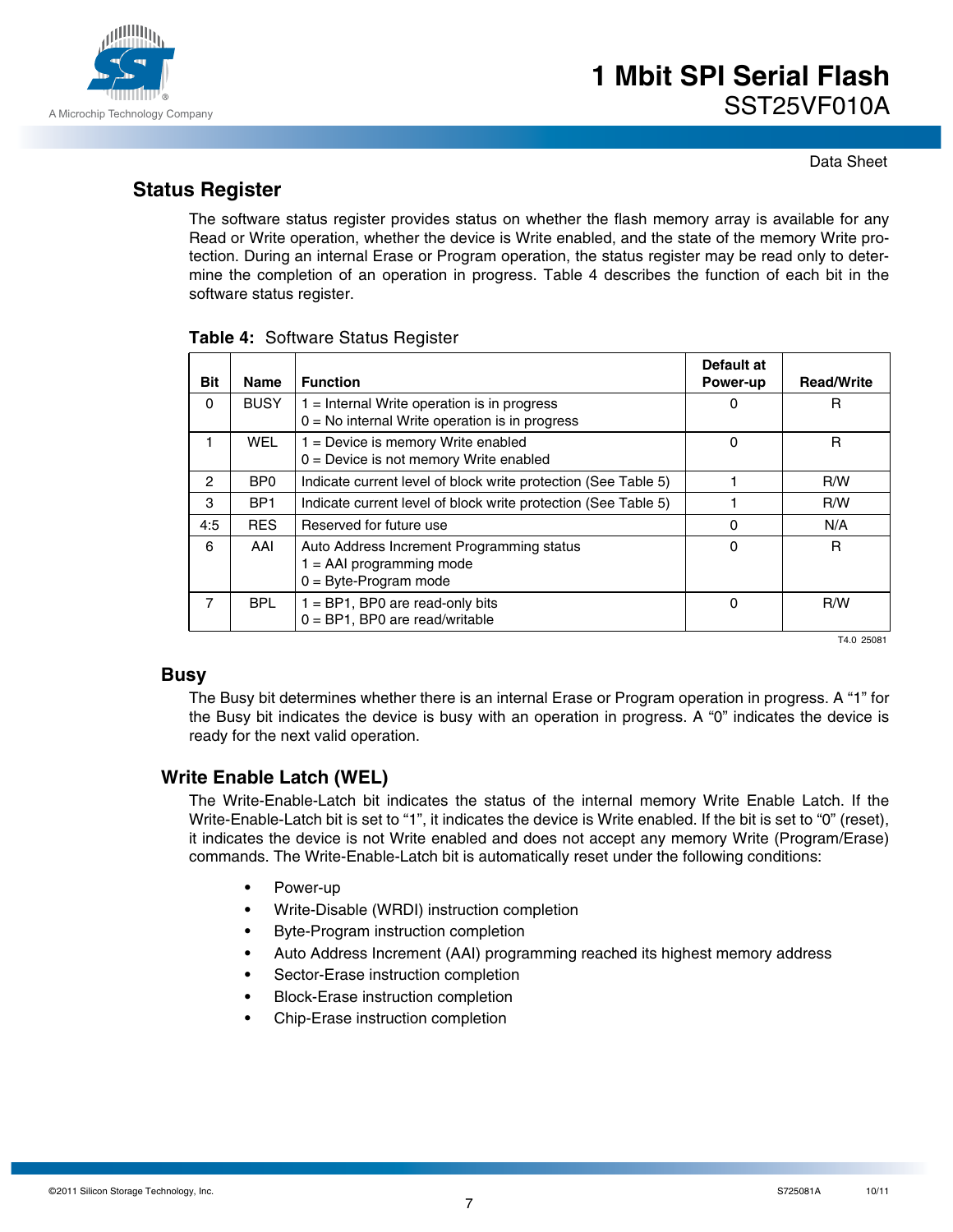## Status Register

The software status register provides status on whether the flash memory array is available for any Read or Write operation, whether the device is Write enabled, and the state of the memory Write protection. During an internal Erase or Program operation, the status register may be read only to determine the completion of an operation in progress. Table 4 describes the function of each bit in the software status register.

**Table 4:** Software Status Register

| Bit | Name | Function | Default at Power-up | Read/Write |
|---|---|---|---|---|
| 0 | BUSY | 1 = Internal Write operation is in progress<br>0 = No internal Write operation is in progress | 0 | R |
| 1 | WEL | 1 = Device is memory Write enabled<br>0 = Device is not memory Write enabled | 0 | R |
| 2 | BP0 | Indicate current level of block write protection (See Table 5) | 1 | R/W |
| 3 | BP1 | Indicate current level of block write protection (See Table 5) | 1 | R/W |
| 4:5 | RES | Reserved for future use | 0 | N/A |
| 6 | AAI | Auto Address Increment Programming status<br>1 = AAI programming mode<br>0 = Byte-Program mode | 0 | R |
| 7 | BPL | 1 = BP1, BP0 are read-only bits<br>0 = BP1, BP0 are read/writable | 0 | R/W |

T4.0 25081

### Busy

The Busy bit determines whether there is an internal Erase or Program operation in progress. A “1” for the Busy bit indicates the device is busy with an operation in progress. A “0” indicates the device is ready for the next valid operation.

### Write Enable Latch (WEL)

The Write-Enable-Latch bit indicates the status of the internal memory Write Enable Latch. If the Write-Enable-Latch bit is set to “1”, it indicates the device is Write enabled. If the bit is set to “0” (reset), it indicates the device is not Write enabled and does not accept any memory Write (Program/Erase) commands. The Write-Enable-Latch bit is automatically reset under the following conditions:

- Power-up
- Write-Disable (WRDI) instruction completion
- Byte-Program instruction completion
- Auto Address Increment (AAI) programming reached its highest memory address
- Sector-Erase instruction completion
- Block-Erase instruction completion
- Chip-Erase instruction completion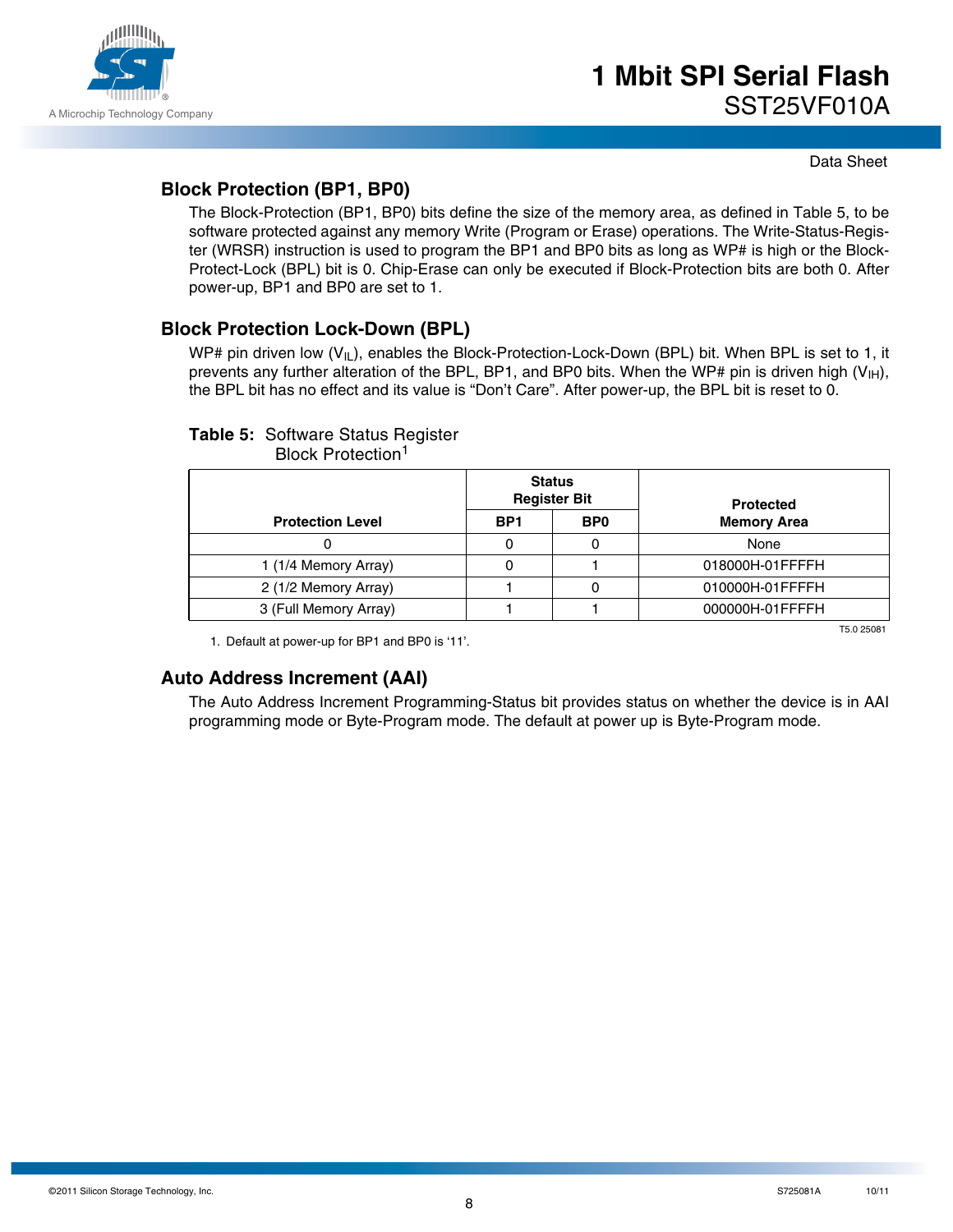## Block Protection (BP1, BP0)

The Block-Protection (BP1, BP0) bits define the size of the memory area, as defined in Table 5, to be software protected against any memory Write (Program or Erase) operations. The Write-Status-Register (WRSR) instruction is used to program the BP1 and BP0 bits as long as WP# is high or the Block-Protect-Lock (BPL) bit is 0. Chip-Erase can only be executed if Block-Protection bits are both 0. After power-up, BP1 and BP0 are set to 1.

## Block Protection Lock-Down (BPL)

WP# pin driven low ($V_{IL}$), enables the Block-Protection-Lock-Down (BPL) bit. When BPL is set to 1, it prevents any further alteration of the BPL, BP1, and BP0 bits. When the WP# pin is driven high ($V_{IH}$), the BPL bit has no effect and its value is "Don't Care". After power-up, the BPL bit is reset to 0.

**Table 5:** Software Status Register Block Protection[1]

| Protection Level | Status Register Bit | | Protected Memory Area |
|---|---|---|---|
| | BP1 | BP0 | |
| 0 | 0 | 0 | None |
| 1 (1/4 Memory Array) | 0 | 1 | 018000H-01FFFFH |
| 2 (1/2 Memory Array) | 1 | 0 | 010000H-01FFFFH |
| 3 (Full Memory Array) | 1 | 1 | 000000H-01FFFFH |

T5.0 25081

1. Default at power-up for BP1 and BP0 is '11'.

## Auto Address Increment (AAI)

The Auto Address Increment Programming-Status bit provides status on whether the device is in AAI programming mode or Byte-Program mode. The default at power up is Byte-Program mode.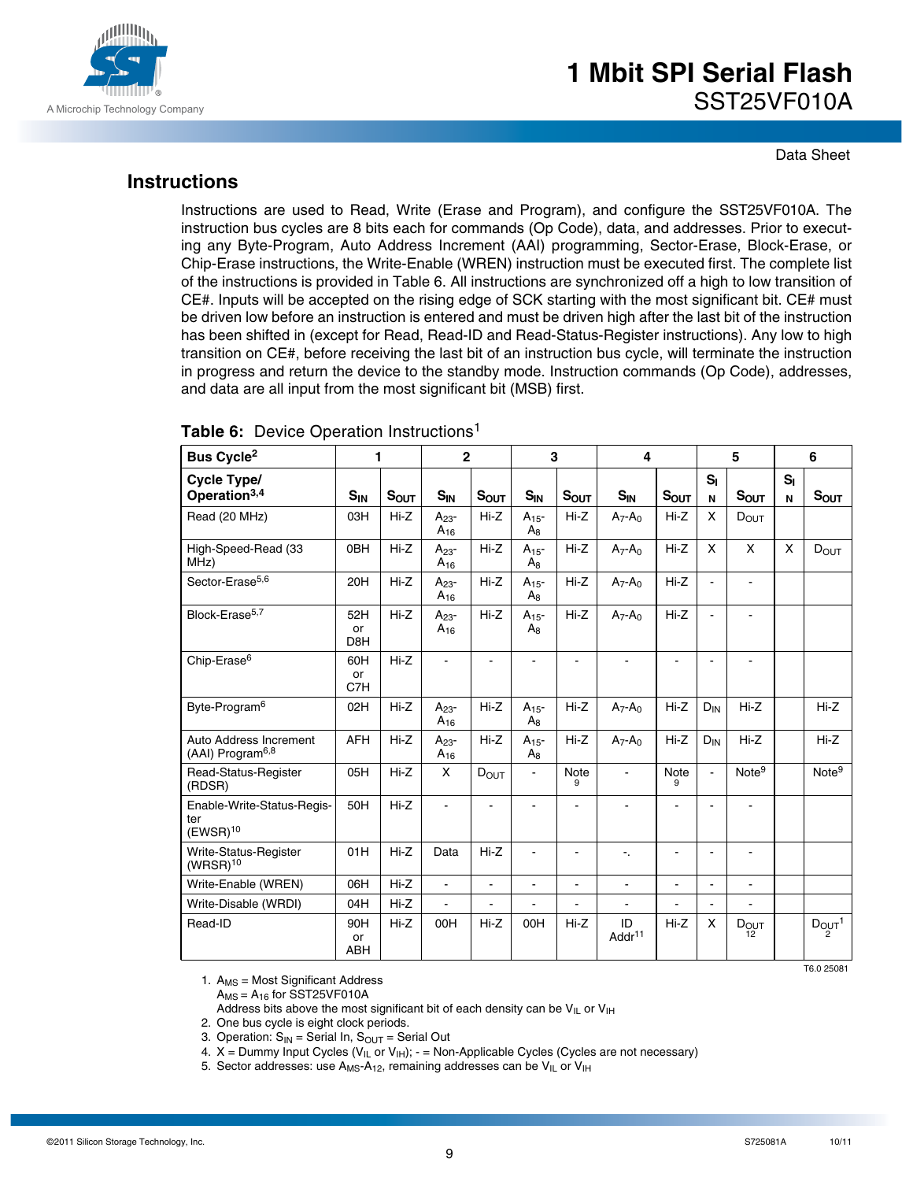## Instructions

Instructions are used to Read, Write (Erase and Program), and configure the SST25VF010A. The instruction bus cycles are 8 bits each for commands (Op Code), data, and addresses. Prior to executing any Byte-Program, Auto Address Increment (AAI) programming, Sector-Erase, Block-Erase, or Chip-Erase instructions, the Write-Enable (WREN) instruction must be executed first. The complete list of the instructions is provided in Table 6. All instructions are synchronized off a high to low transition of CE#. Inputs will be accepted on the rising edge of SCK starting with the most significant bit. CE# must be driven low before an instruction is entered and must be driven high after the last bit of the instruction has been shifted in (except for Read, Read-ID and Read-Status-Register instructions). Any low to high transition on CE#, before receiving the last bit of an instruction bus cycle, will terminate the instruction in progress and return the device to the standby mode. Instruction commands (Op Code), addresses, and data are all input from the most significant bit (MSB) first.

**Table 6:** Device Operation Instructions[1]

| Bus Cycle[2] | 1 | | 2 | | 3 | | 4 | | 5 | | 6 | |
|---|---|---|---|---|---|---|---|---|---|---|---|---|
| Cycle Type/ Operation[3,4] | $S_{IN}$ | $S_{OUT}$ | $S_{IN}$ | $S_{OUT}$ | $S_{IN}$ | $S_{OUT}$ | $S_{IN}$ | $S_{OUT}$ | $S_{IN}$ | $S_{OUT}$ | $S_{IN}$ | $S_{OUT}$ |
| Read (20 MHz) | 03H | Hi-Z | $A_{23}$-$A_{16}$ | Hi-Z | $A_{15}$-$A_8$ | Hi-Z | $A_7$-$A_0$ | Hi-Z | X | $D_{OUT}$ | | |
| High-Speed-Read (33 MHz) | 0BH | Hi-Z | $A_{23}$-$A_{16}$ | Hi-Z | $A_{15}$-$A_8$ | Hi-Z | $A_7$-$A_0$ | Hi-Z | X | X | X | $D_{OUT}$ |
| Sector-Erase[5,6] | 20H | Hi-Z | $A_{23}$-$A_{16}$ | Hi-Z | $A_{15}$-$A_8$ | Hi-Z | $A_7$-$A_0$ | Hi-Z | - | - | | |
| Block-Erase[5,7] | 52H or D8H | Hi-Z | $A_{23}$-$A_{16}$ | Hi-Z | $A_{15}$-$A_8$ | Hi-Z | $A_7$-$A_0$ | Hi-Z | - | - | | |
| Chip-Erase[6] | 60H or C7H | Hi-Z | - | - | - | - | - | - | - | - | | |
| Byte-Program[6] | 02H | Hi-Z | $A_{23}$-$A_{16}$ | Hi-Z | $A_{15}$-$A_8$ | Hi-Z | $A_7$-$A_0$ | Hi-Z | $D_{IN}$ | Hi-Z | | Hi-Z |
| Auto Address Increment (AAI) Program[6,8] | AFH | Hi-Z | $A_{23}$-$A_{16}$ | Hi-Z | $A_{15}$-$A_8$ | Hi-Z | $A_7$-$A_0$ | Hi-Z | $D_{IN}$ | Hi-Z | | Hi-Z |
| Read-Status-Register (RDSR) | 05H | Hi-Z | X | $D_{OUT}$ | - | Note 9 | - | Note 9 | - | Note[9] | | Note[9] |
| Enable-Write-Status-Register (EWSR)[10] | 50H | Hi-Z | - | - | - | - | - | - | - | - | | |
| Write-Status-Register (WRSR)[10] | 01H | Hi-Z | Data | Hi-Z | - | - | -. | - | - | - | | |
| Write-Enable (WREN) | 06H | Hi-Z | - | - | - | - | - | - | - | - | | |
| Write-Disable (WRDI) | 04H | Hi-Z | - | - | - | - | - | - | - | - | | |
| Read-ID | 90H or ABH | Hi-Z | 00H | Hi-Z | 00H | Hi-Z | ID Addr[11] | Hi-Z | X | $D_{OUT}$[12] | | $D_{OUT}$[12] |

T6.0 25081

1. $A_{MS}$ = Most Significant Address
   $A_{MS} = A_{16}$ for SST25VF010A
   Address bits above the most significant bit of each density can be $V_{IL}$ or $V_{IH}$
2. One bus cycle is eight clock periods.
3. Operation: $S_{IN}$ = Serial In, $S_{OUT}$ = Serial Out
4. X = Dummy Input Cycles ($V_{IL}$ or $V_{IH}$); - = Non-Applicable Cycles (Cycles are not necessary)
5. Sector addresses: use $A_{MS}$-$A_{12}$, remaining addresses can be $V_{IL}$ or $V_{IH}$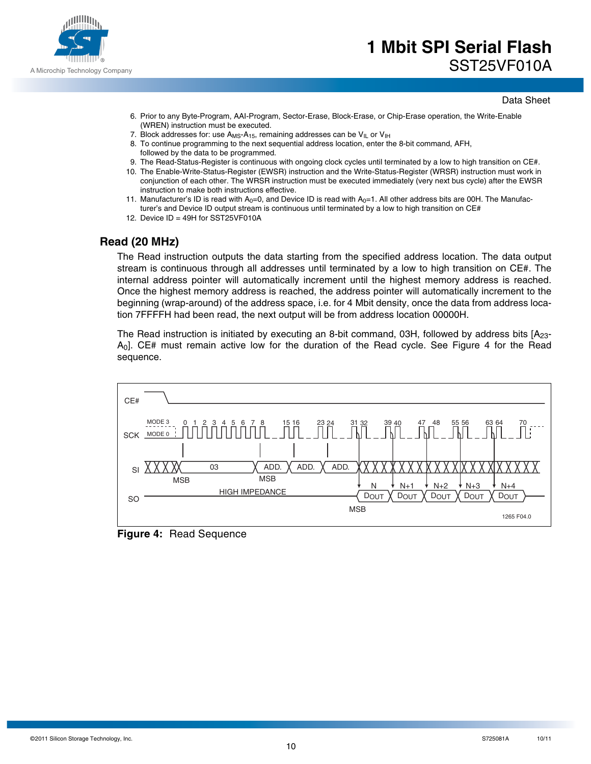6. Prior to any Byte-Program, AAI-Program, Sector-Erase, Block-Erase, or Chip-Erase operation, the Write-Enable (WREN) instruction must be executed.
7. Block addresses for: use $A_{MS}$-$A_{15}$, remaining addresses can be $V_{IL}$ or $V_{IH}$
8. To continue programming to the next sequential address location, enter the 8-bit command, AFH, followed by the data to be programmed.
9. The Read-Status-Register is continuous with ongoing clock cycles until terminated by a low to high transition on CE#.
10. The Enable-Write-Status-Register (EWSR) instruction and the Write-Status-Register (WRSR) instruction must work in conjunction of each other. The WRSR instruction must be executed immediately (very next bus cycle) after the EWSR instruction to make both instructions effective.
11. Manufacturer's ID is read with $A_0$=0, and Device ID is read with $A_0$=1. All other address bits are 00H. The Manufacturer's and Device ID output stream is continuous until terminated by a low to high transition on CE#
12. Device ID = 49H for SST25VF010A

## Read (20 MHz)

The Read instruction outputs the data starting from the specified address location. The data output stream is continuous through all addresses until terminated by a low to high transition on CE#. The internal address pointer will automatically increment until the highest memory address is reached. Once the highest memory address is reached, the address pointer will automatically increment to the beginning (wrap-around) of the address space, i.e. for 4 Mbit density, once the data from address location 7FFFFH had been read, the next output will be from address location 00000H.

The Read instruction is initiated by executing an 8-bit command, 03H, followed by address bits [$A_{23}$-$A_0$]. CE# must remain active low for the duration of the Read cycle. See Figure 4 for the Read sequence.

**Figure 4:** Read Sequence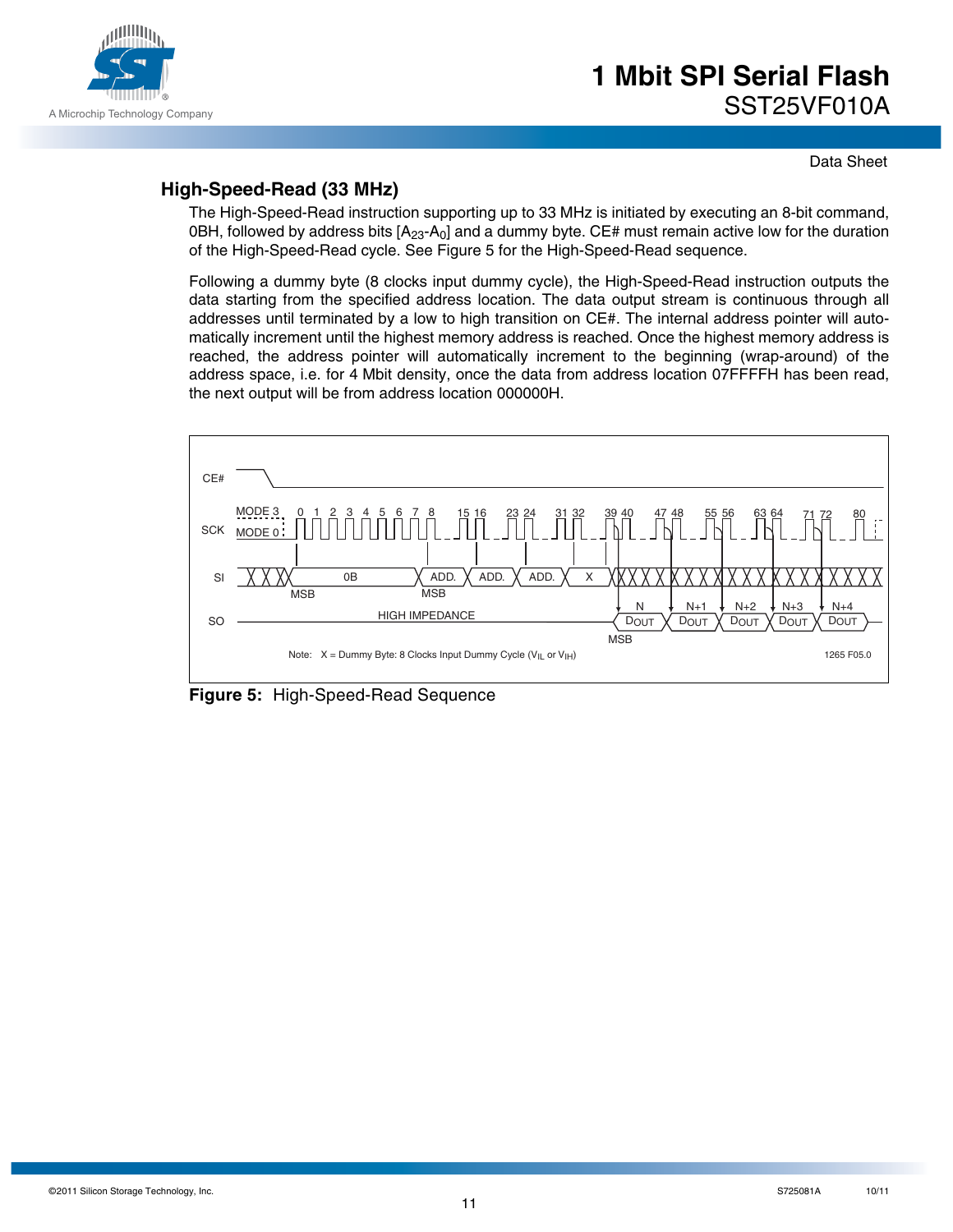## High-Speed-Read (33 MHz)

The High-Speed-Read instruction supporting up to 33 MHz is initiated by executing an 8-bit command, 0BH, followed by address bits [$A_{23}$-$A_0$] and a dummy byte. CE# must remain active low for the duration of the High-Speed-Read cycle. See Figure 5 for the High-Speed-Read sequence.

Following a dummy byte (8 clocks input dummy cycle), the High-Speed-Read instruction outputs the data starting from the specified address location. The data output stream is continuous through all addresses until terminated by a low to high transition on CE#. The internal address pointer will automatically increment until the highest memory address is reached. Once the highest memory address is reached, the address pointer will automatically increment to the beginning (wrap-around) of the address space, i.e. for 4 Mbit density, once the data from address location 07FFFFH has been read, the next output will be from address location 000000H.

Note: X = Dummy Byte: 8 Clocks Input Dummy Cycle ($V_{IL}$ or $V_{IH}$)

1265 F05.0

**Figure 5:** High-Speed-Read Sequence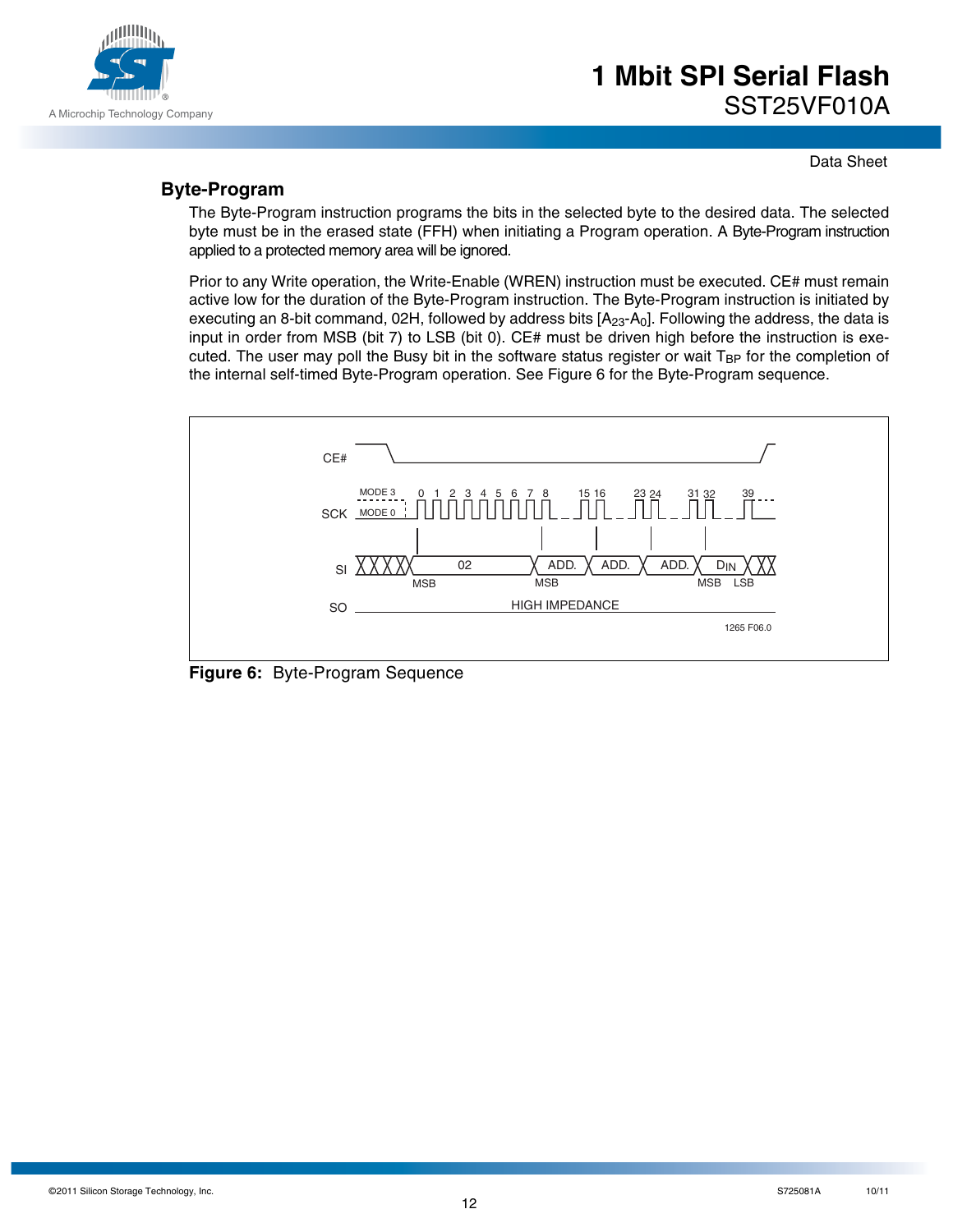## Byte-Program

The Byte-Program instruction programs the bits in the selected byte to the desired data. The selected byte must be in the erased state (FFH) when initiating a Program operation. A Byte-Program instruction applied to a protected memory area will be ignored.

Prior to any Write operation, the Write-Enable (WREN) instruction must be executed. CE# must remain active low for the duration of the Byte-Program instruction. The Byte-Program instruction is initiated by executing an 8-bit command, 02H, followed by address bits [$A_{23}$-$A_0$]. Following the address, the data is input in order from MSB (bit 7) to LSB (bit 0). CE# must be driven high before the instruction is executed. The user may poll the Busy bit in the software status register or wait $T_{BP}$ for the completion of the internal self-timed Byte-Program operation. See Figure 6 for the Byte-Program sequence.

**Figure 6:** Byte-Program Sequence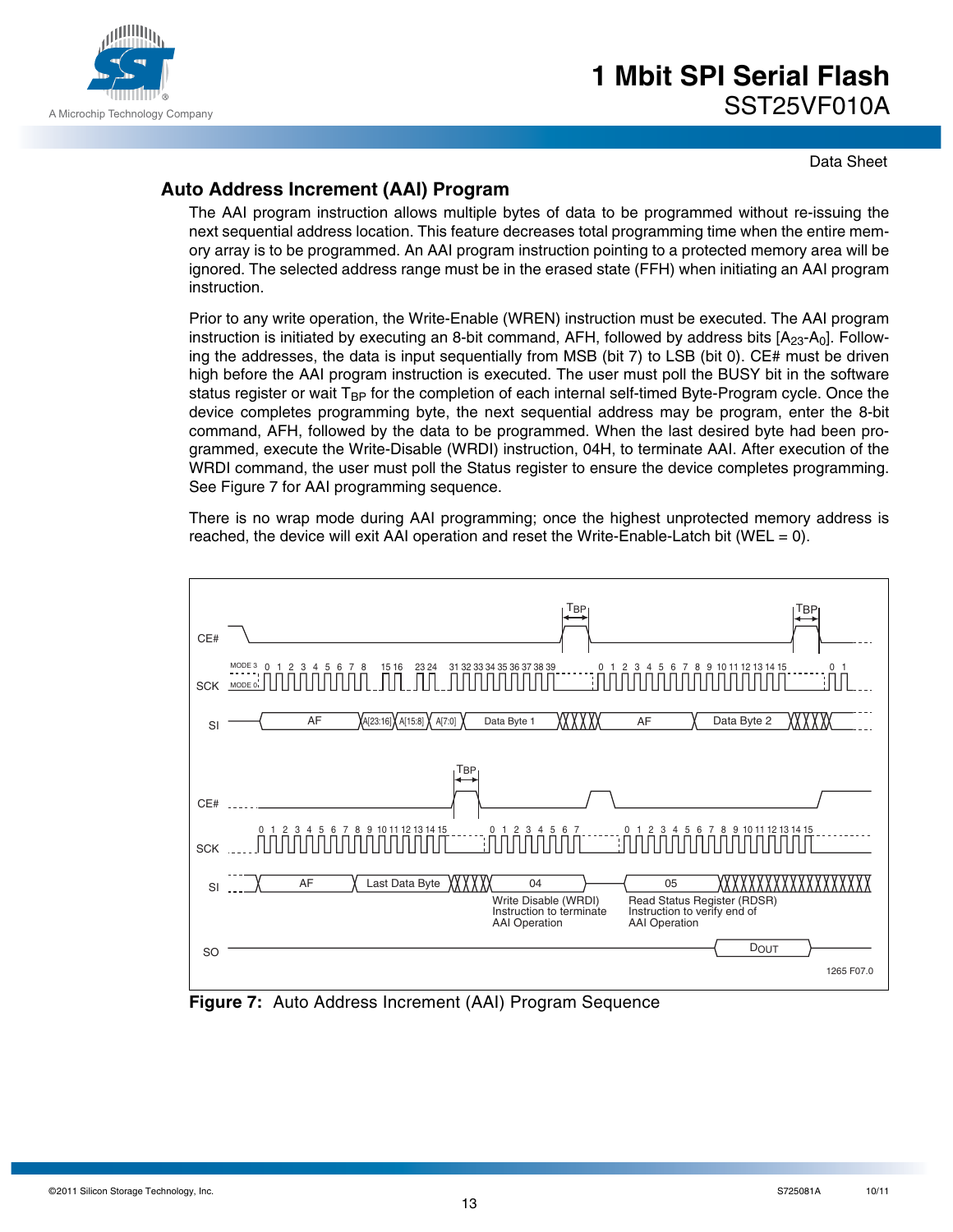## Auto Address Increment (AAI) Program

The AAI program instruction allows multiple bytes of data to be programmed without re-issuing the next sequential address location. This feature decreases total programming time when the entire memory array is to be programmed. An AAI program instruction pointing to a protected memory area will be ignored. The selected address range must be in the erased state (FFH) when initiating an AAI program instruction.

Prior to any write operation, the Write-Enable (WREN) instruction must be executed. The AAI program instruction is initiated by executing an 8-bit command, AFH, followed by address bits [$A_{23}$-$A_0$]. Following the addresses, the data is input sequentially from MSB (bit 7) to LSB (bit 0). CE# must be driven high before the AAI program instruction is executed. The user must poll the BUSY bit in the software status register or wait $T_{BP}$ for the completion of each internal self-timed Byte-Program cycle. Once the device completes programming byte, the next sequential address may be program, enter the 8-bit command, AFH, followed by the data to be programmed. When the last desired byte had been programmed, execute the Write-Disable (WRDI) instruction, 04H, to terminate AAI. After execution of the WRDI command, the user must poll the Status register to ensure the device completes programming. See Figure 7 for AAI programming sequence.

There is no wrap mode during AAI programming; once the highest unprotected memory address is reached, the device will exit AAI operation and reset the Write-Enable-Latch bit (WEL = 0).

**Figure 7:** Auto Address Increment (AAI) Program Sequence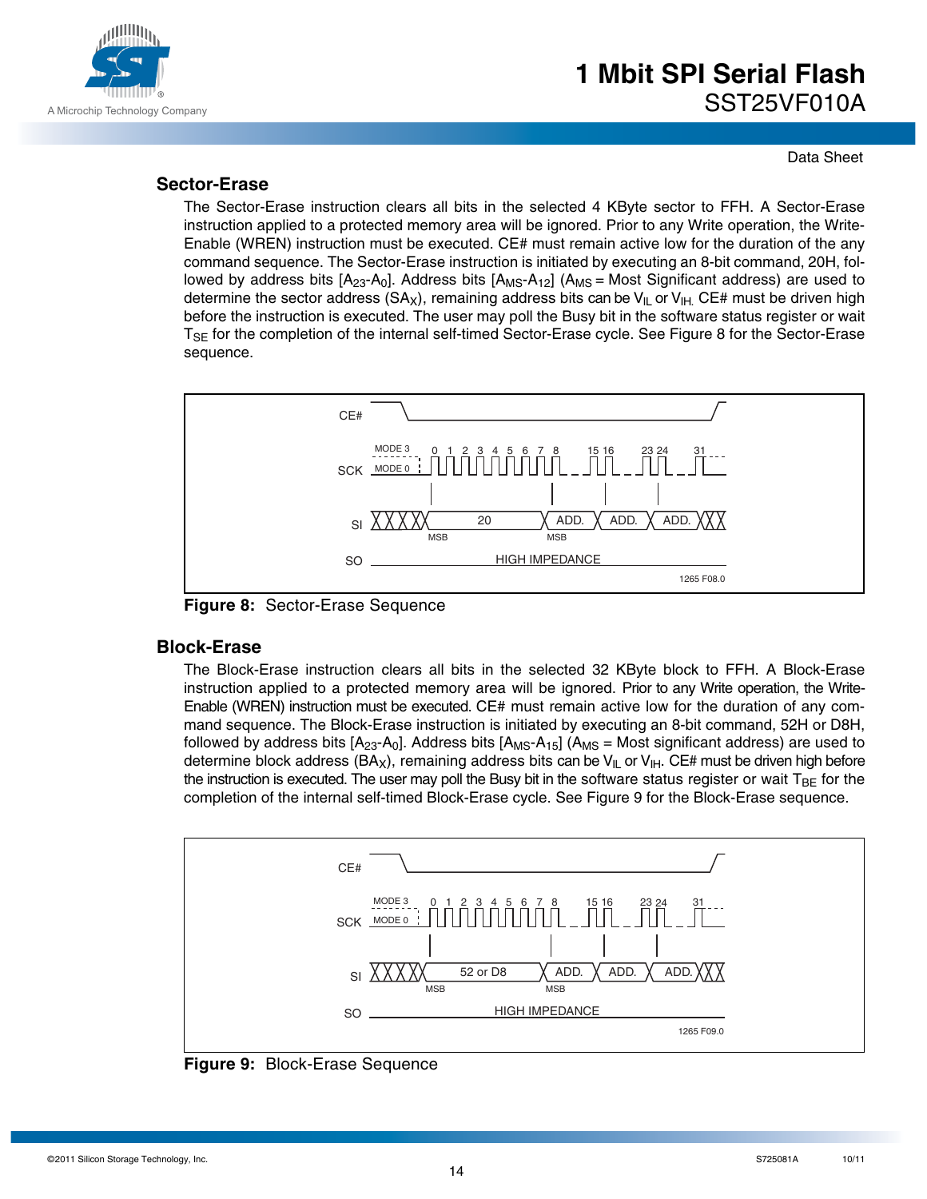## Sector-Erase

The Sector-Erase instruction clears all bits in the selected 4 KByte sector to FFH. A Sector-Erase instruction applied to a protected memory area will be ignored. Prior to any Write operation, the Write-Enable (WREN) instruction must be executed. CE# must remain active low for the duration of the any command sequence. The Sector-Erase instruction is initiated by executing an 8-bit command, 20H, followed by address bits [$A_{23}$-$A_0$]. Address bits [$A_{MS}$-$A_{12}$] ($A_{MS}$ = Most Significant address) are used to determine the sector address ($SA_X$), remaining address bits can be $V_{IL}$ or $V_{IH}$. CE# must be driven high before the instruction is executed. The user may poll the Busy bit in the software status register or wait $T_{SE}$ for the completion of the internal self-timed Sector-Erase cycle. See Figure 8 for the Sector-Erase sequence.

**Figure 8:** Sector-Erase Sequence

## Block-Erase

The Block-Erase instruction clears all bits in the selected 32 KByte block to FFH. A Block-Erase instruction applied to a protected memory area will be ignored. Prior to any Write operation, the Write-Enable (WREN) instruction must be executed. CE# must remain active low for the duration of any command sequence. The Block-Erase instruction is initiated by executing an 8-bit command, 52H or D8H, followed by address bits [$A_{23}$-$A_0$]. Address bits [$A_{MS}$-$A_{15}$] ($A_{MS}$ = Most significant address) are used to determine block address ($BA_X$), remaining address bits can be $V_{IL}$ or $V_{IH}$. CE# must be driven high before the instruction is executed. The user may poll the Busy bit in the software status register or wait $T_{BE}$ for the completion of the internal self-timed Block-Erase cycle. See Figure 9 for the Block-Erase sequence.

**Figure 9:** Block-Erase Sequence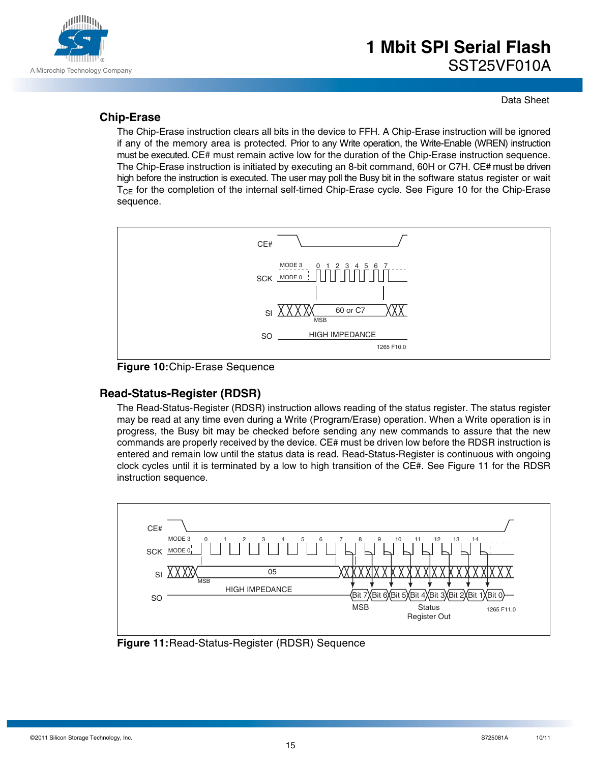## Chip-Erase

The Chip-Erase instruction clears all bits in the device to FFH. A Chip-Erase instruction will be ignored if any of the memory area is protected. Prior to any Write operation, the Write-Enable (WREN) instruction must be executed. CE# must remain active low for the duration of the Chip-Erase instruction sequence. The Chip-Erase instruction is initiated by executing an 8-bit command, 60H or C7H. CE# must be driven high before the instruction is executed. The user may poll the Busy bit in the software status register or wait $T_{CE}$ for the completion of the internal self-timed Chip-Erase cycle. See Figure 10 for the Chip-Erase sequence.

**Figure 10:** Chip-Erase Sequence

## Read-Status-Register (RDSR)

The Read-Status-Register (RDSR) instruction allows reading of the status register. The status register may be read at any time even during a Write (Program/Erase) operation. When a Write operation is in progress, the Busy bit may be checked before sending any new commands to assure that the new commands are properly received by the device. CE# must be driven low before the RDSR instruction is entered and remain low until the status data is read. Read-Status-Register is continuous with ongoing clock cycles until it is terminated by a low to high transition of the CE#. See Figure 11 for the RDSR instruction sequence.

**Figure 11:** Read-Status-Register (RDSR) Sequence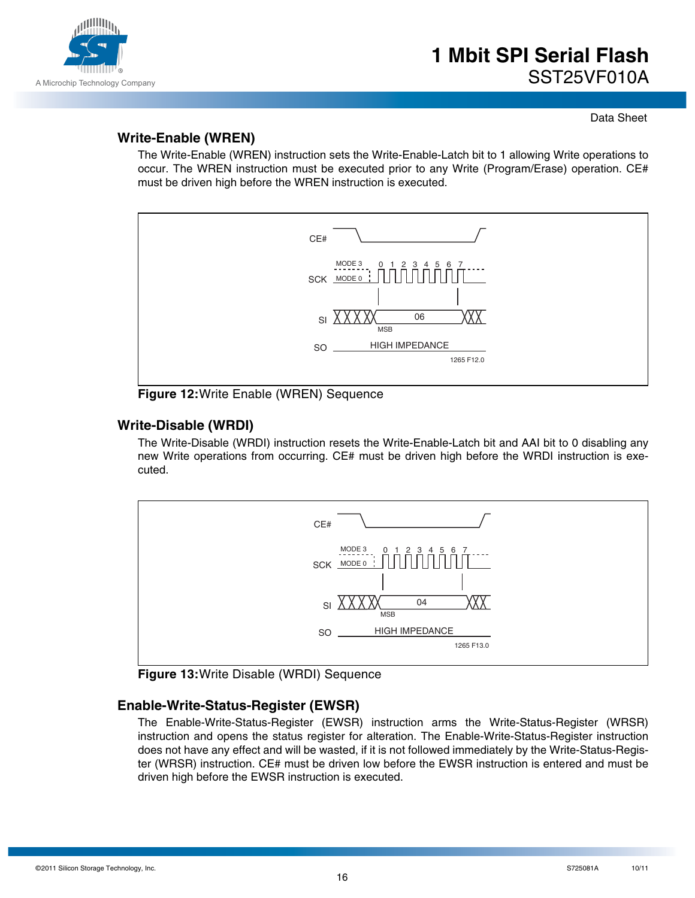## Write-Enable (WREN)

The Write-Enable (WREN) instruction sets the Write-Enable-Latch bit to 1 allowing Write operations to occur. The WREN instruction must be executed prior to any Write (Program/Erase) operation. CE# must be driven high before the WREN instruction is executed.

**Figure 12:** Write Enable (WREN) Sequence

## Write-Disable (WRDI)

The Write-Disable (WRDI) instruction resets the Write-Enable-Latch bit and AAI bit to 0 disabling any new Write operations from occurring. CE# must be driven high before the WRDI instruction is executed.

**Figure 13:** Write Disable (WRDI) Sequence

## Enable-Write-Status-Register (EWSR)

The Enable-Write-Status-Register (EWSR) instruction arms the Write-Status-Register (WRSR) instruction and opens the status register for alteration. The Enable-Write-Status-Register instruction does not have any effect and will be wasted, if it is not followed immediately by the Write-Status-Register (WRSR) instruction. CE# must be driven low before the EWSR instruction is entered and must be driven high before the EWSR instruction is executed.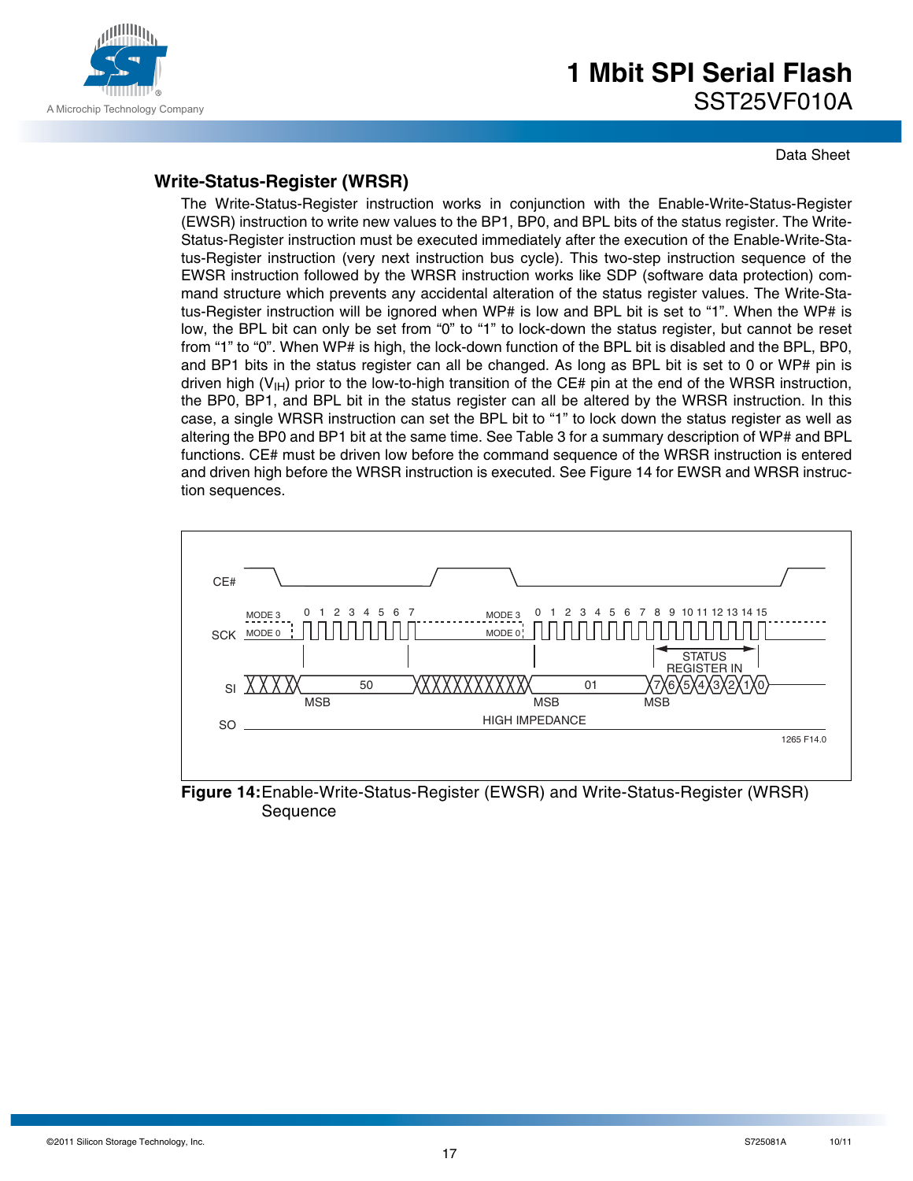## Write-Status-Register (WRSR)

The Write-Status-Register instruction works in conjunction with the Enable-Write-Status-Register (EWSR) instruction to write new values to the BP1, BP0, and BPL bits of the status register. The Write-Status-Register instruction must be executed immediately after the execution of the Enable-Write-Status-Register instruction (very next instruction bus cycle). This two-step instruction sequence of the EWSR instruction followed by the WRSR instruction works like SDP (software data protection) command structure which prevents any accidental alteration of the status register values. The Write-Status-Register instruction will be ignored when WP# is low and BPL bit is set to "1". When the WP# is low, the BPL bit can only be set from "0" to "1" to lock-down the status register, but cannot be reset from "1" to "0". When WP# is high, the lock-down function of the BPL bit is disabled and the BPL, BP0, and BP1 bits in the status register can all be changed. As long as BPL bit is set to 0 or WP# pin is driven high ($V_{IH}$) prior to the low-to-high transition of the CE# pin at the end of the WRSR instruction, the BP0, BP1, and BPL bit in the status register can all be altered by the WRSR instruction. In this case, a single WRSR instruction can set the BPL bit to "1" to lock down the status register as well as altering the BP0 and BP1 bit at the same time. See Table 3 for a summary description of WP# and BPL functions. CE# must be driven low before the command sequence of the WRSR instruction is entered and driven high before the WRSR instruction is executed. See Figure 14 for EWSR and WRSR instruction sequences.

**Figure 14:** Enable-Write-Status-Register (EWSR) and Write-Status-Register (WRSR) Sequence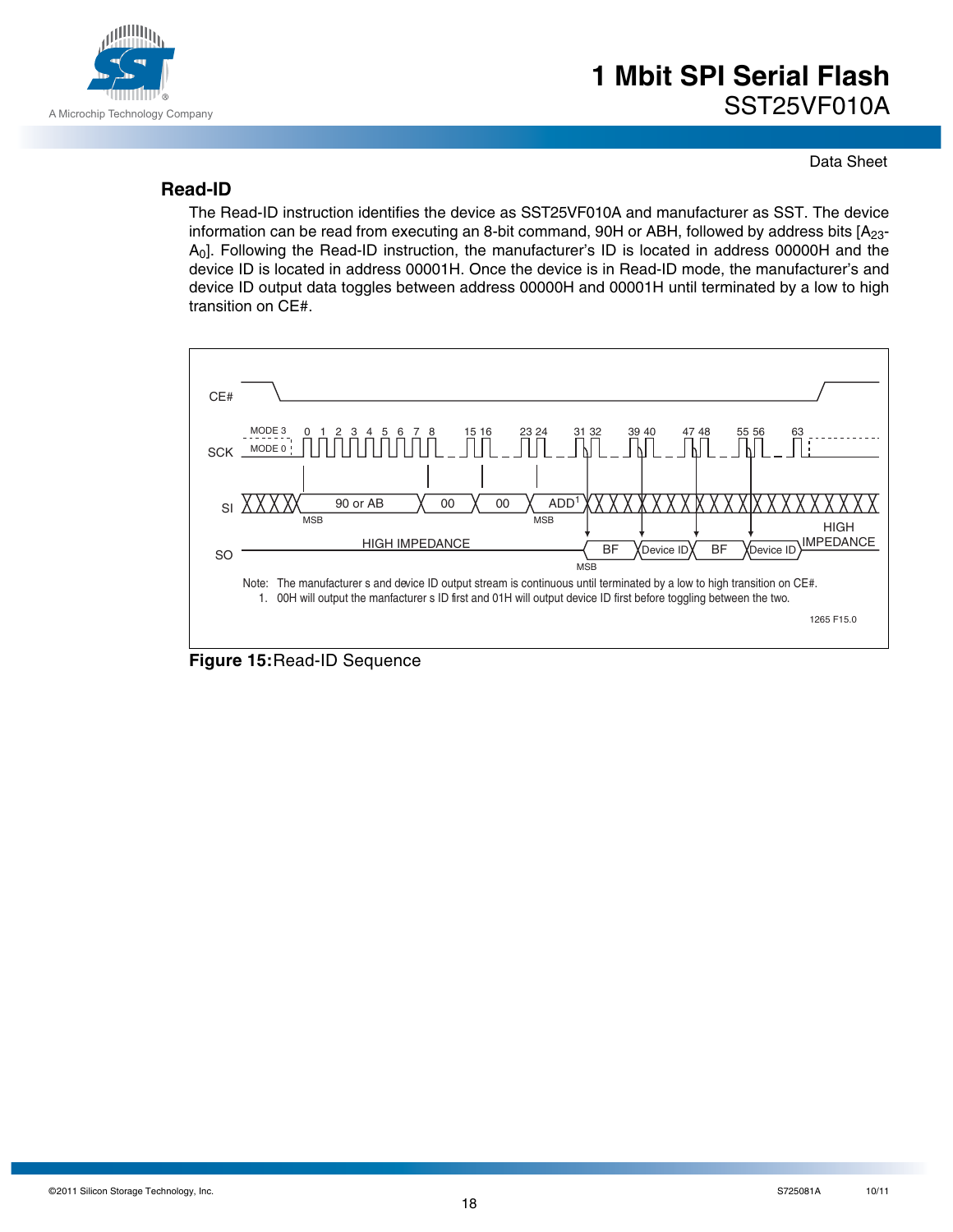## Read-ID

The Read-ID instruction identifies the device as SST25VF010A and manufacturer as SST. The device information can be read from executing an 8-bit command, 90H or ABH, followed by address bits [$A_{23}$-$A_0$]. Following the Read-ID instruction, the manufacturer's ID is located in address 00000H and the device ID is located in address 00001H. Once the device is in Read-ID mode, the manufacturer's and device ID output data toggles between address 00000H and 00001H until terminated by a low to high transition on CE#.

Note: The manufacturer s and device ID output stream is continuous until terminated by a low to high transition on CE#.
1. 00H will output the manfacturer s ID first and 01H will output device ID first before toggling between the two.

1265 F15.0

**Figure 15:** Read-ID Sequence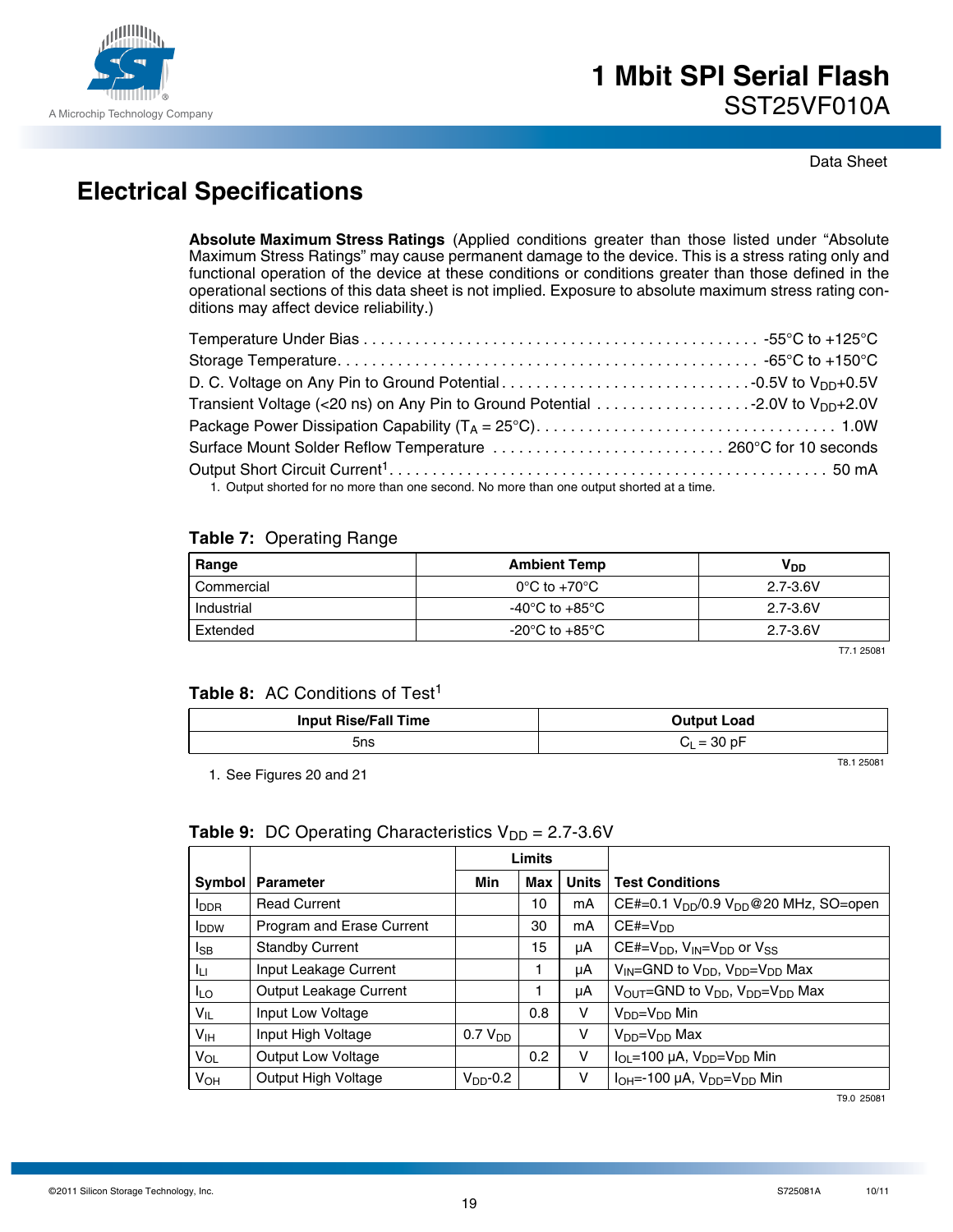## Electrical Specifications

**Absolute Maximum Stress Ratings** (Applied conditions greater than those listed under "Absolute Maximum Stress Ratings" may cause permanent damage to the device. This is a stress rating only and functional operation of the device at these conditions or conditions greater than those defined in the operational sections of this data sheet is not implied. Exposure to absolute maximum stress rating conditions may affect device reliability.)

Temperature Under Bias . . . . . . . . . . . . . . . . . . . . . . . . . . . . . . . . . . . . . . . . . . . . -55°C to +125°C
Storage Temperature. . . . . . . . . . . . . . . . . . . . . . . . . . . . . . . . . . . . . . . . . . . . . . . -65°C to +150°C
D. C. Voltage on Any Pin to Ground Potential . . . . . . . . . . . . . . . . . . . . . . . . . . . . -0.5V to $V_{DD}$+0.5V
Transient Voltage (<20 ns) on Any Pin to Ground Potential . . . . . . . . . . . . . . . . . . -2.0V to $V_{DD}$+2.0V
Package Power Dissipation Capability ($T_A$ = 25°C). . . . . . . . . . . . . . . . . . . . . . . . . . . . . . . . . . 1.0W
Surface Mount Solder Reflow Temperature . . . . . . . . . . . . . . . . . . . . . . . . . . . 260°C for 10 seconds
Output Short Circuit Current[1]. . . . . . . . . . . . . . . . . . . . . . . . . . . . . . . . . . . . . . . . . . . . . . . . . . . 50 mA

1. Output shorted for no more than one second. No more than one output shorted at a time.

**Table 7:** Operating Range

| Range | Ambient Temp | $V_{DD}$ |
|---|---|---|
| Commercial | 0°C to +70°C | 2.7-3.6V |
| Industrial | -40°C to +85°C | 2.7-3.6V |
| Extended | -20°C to +85°C | 2.7-3.6V |

T7.1 25081

**Table 8:** AC Conditions of Test[1]

| Input Rise/Fall Time | Output Load |
|---|---|
| 5ns | $C_L$ = 30 pF |

T8.1 25081

1. See Figures 20 and 21

**Table 9:** DC Operating Characteristics $V_{DD}$ = 2.7-3.6V

| Symbol | Parameter | Limits | | | Test Conditions |
|---|---|---|---|---|---|
| | | Min | Max | Units | |
| $I_{DDR}$ | Read Current | | 10 | mA | CE#=0.1 $V_{DD}$/0.9 $V_{DD}$@20 MHz, SO=open |
| $I_{DDW}$ | Program and Erase Current | | 30 | mA | CE#=$V_{DD}$ |
| $I_{SB}$ | Standby Current | | 15 | µA | CE#=$V_{DD}$, $V_{IN}$=$V_{DD}$ or $V_{SS}$ |
| $I_{LI}$ | Input Leakage Current | | 1 | µA | $V_{IN}$=GND to $V_{DD}$, $V_{DD}$=$V_{DD}$ Max |
| $I_{LO}$ | Output Leakage Current | | 1 | µA | $V_{OUT}$=GND to $V_{DD}$, $V_{DD}$=$V_{DD}$ Max |
| $V_{IL}$ | Input Low Voltage | | 0.8 | V | $V_{DD}$=$V_{DD}$ Min |
| $V_{IH}$ | Input High Voltage | 0.7 $V_{DD}$ | | V | $V_{DD}$=$V_{DD}$ Max |
| $V_{OL}$ | Output Low Voltage | | 0.2 | V | $I_{OL}$=100 µA, $V_{DD}$=$V_{DD}$ Min |
| $V_{OH}$ | Output High Voltage | $V_{DD}$-0.2 | | V | $I_{OH}$=-100 µA, $V_{DD}$=$V_{DD}$ Min |

T9.0 25081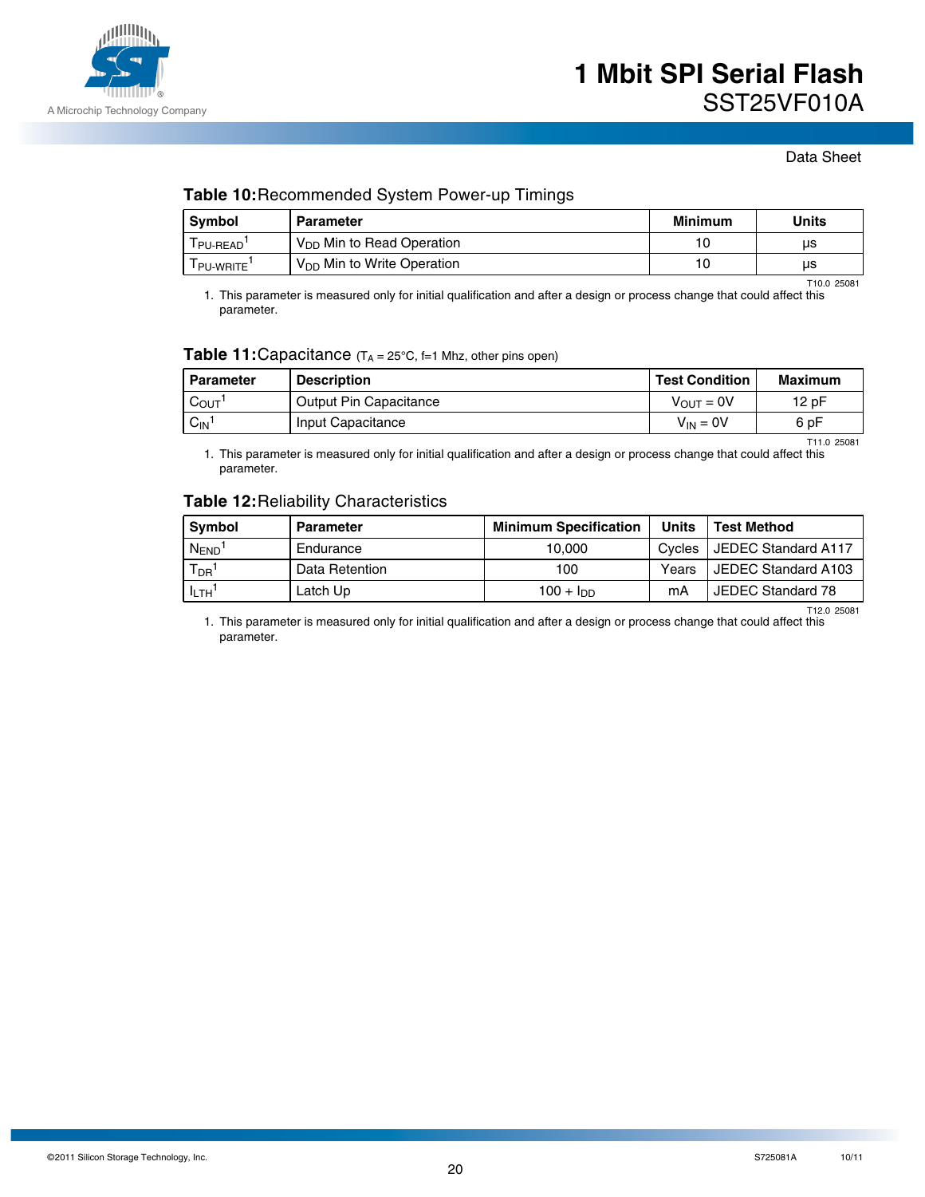## Table 10: Recommended System Power-up Timings

| Symbol | Parameter | Minimum | Units |
|---|---|---|---|
| $T_{PU-READ}$[1] | $V_{DD}$ Min to Read Operation | 10 | µs |
| $T_{PU-WRITE}$[1] | $V_{DD}$ Min to Write Operation | 10 | µs |

T10.0 25081

1. This parameter is measured only for initial qualification and after a design or process change that could affect this parameter.

## Table 11: Capacitance ($T_A$ = 25°C, f=1 Mhz, other pins open)

| Parameter | Description | Test Condition | Maximum |
|---|---|---|---|
| $C_{OUT}$[1] | Output Pin Capacitance | $V_{OUT}$ = 0V | 12 pF |
| $C_{IN}$[1] | Input Capacitance | $V_{IN}$ = 0V | 6 pF |

T11.0 25081

1. This parameter is measured only for initial qualification and after a design or process change that could affect this parameter.

## Table 12: Reliability Characteristics

| Symbol | Parameter | Minimum Specification | Units | Test Method |
|---|---|---|---|---|
| $N_{END}$[1] | Endurance | 10,000 | Cycles | JEDEC Standard A117 |
| $T_{DR}$[1] | Data Retention | 100 | Years | JEDEC Standard A103 |
| $I_{LTH}$[1] | Latch Up | 100 + $I_{DD}$ | mA | JEDEC Standard 78 |

T12.0 25081

1. This parameter is measured only for initial qualification and after a design or process change that could affect this parameter.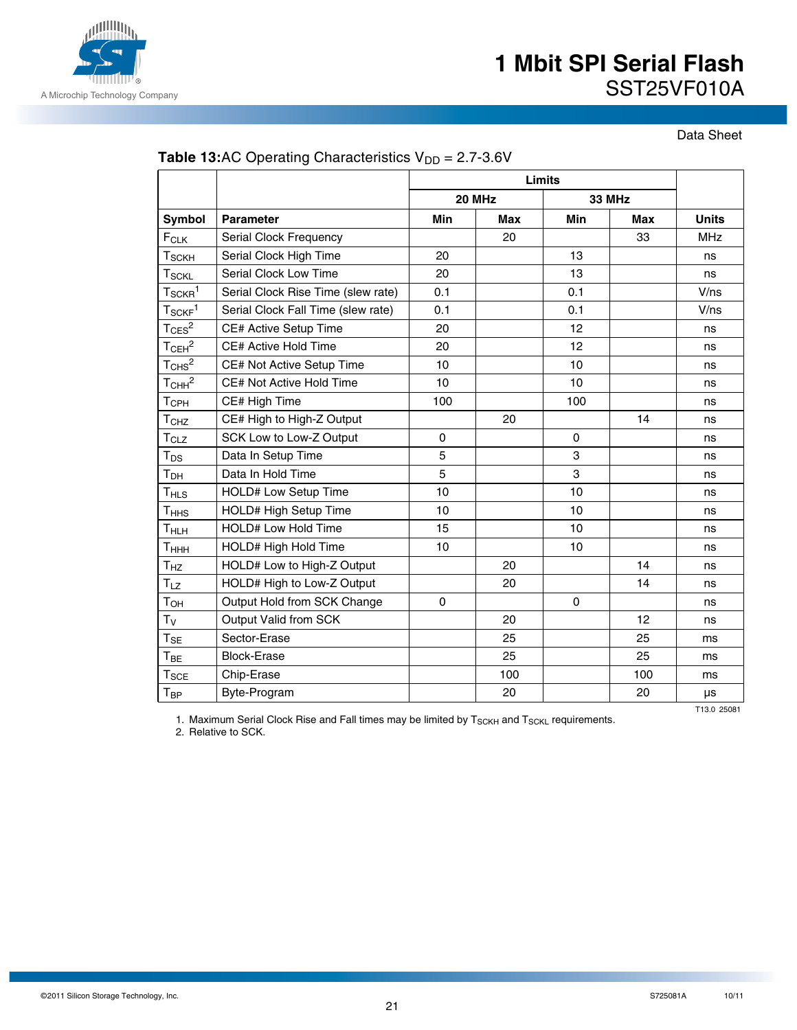**Table 13:** AC Operating Characteristics $V_{DD}$ = 2.7-3.6V

| | | Limits | | | | |
|---|---|---|---|---|---|---|
| | | 20 MHz | | 33 MHz | | |
| Symbol | Parameter | Min | Max | Min | Max | Units |
| $F_{CLK}$ | Serial Clock Frequency | | 20 | | 33 | MHz |
| $T_{SCKH}$ | Serial Clock High Time | 20 | | 13 | | ns |
| $T_{SCKL}$ | Serial Clock Low Time | 20 | | 13 | | ns |
| $T_{SCKR}$[1] | Serial Clock Rise Time (slew rate) | 0.1 | | 0.1 | | V/ns |
| $T_{SCKF}$[1] | Serial Clock Fall Time (slew rate) | 0.1 | | 0.1 | | V/ns |
| $T_{CES}$[2] | CE# Active Setup Time | 20 | | 12 | | ns |
| $T_{CEH}$[2] | CE# Active Hold Time | 20 | | 12 | | ns |
| $T_{CHS}$[2] | CE# Not Active Setup Time | 10 | | 10 | | ns |
| $T_{CHH}$[2] | CE# Not Active Hold Time | 10 | | 10 | | ns |
| $T_{CPH}$ | CE# High Time | 100 | | 100 | | ns |
| $T_{CHZ}$ | CE# High to High-Z Output | | 20 | | 14 | ns |
| $T_{CLZ}$ | SCK Low to Low-Z Output | 0 | | 0 | | ns |
| $T_{DS}$ | Data In Setup Time | 5 | | 3 | | ns |
| $T_{DH}$ | Data In Hold Time | 5 | | 3 | | ns |
| $T_{HLS}$ | HOLD# Low Setup Time | 10 | | 10 | | ns |
| $T_{HHS}$ | HOLD# High Setup Time | 10 | | 10 | | ns |
| $T_{HLH}$ | HOLD# Low Hold Time | 15 | | 10 | | ns |
| $T_{HHH}$ | HOLD# High Hold Time | 10 | | 10 | | ns |
| $T_{HZ}$ | HOLD# Low to High-Z Output | | 20 | | 14 | ns |
| $T_{LZ}$ | HOLD# High to Low-Z Output | | 20 | | 14 | ns |
| $T_{OH}$ | Output Hold from SCK Change | 0 | | 0 | | ns |
| $T_V$ | Output Valid from SCK | | 20 | | 12 | ns |
| $T_{SE}$ | Sector-Erase | | 25 | | 25 | ms |
| $T_{BE}$ | Block-Erase | | 25 | | 25 | ms |
| $T_{SCE}$ | Chip-Erase | | 100 | | 100 | ms |
| $T_{BP}$ | Byte-Program | | 20 | | 20 | µs |

T13.0 25081

1. Maximum Serial Clock Rise and Fall times may be limited by $T_{SCKH}$ and $T_{SCKL}$ requirements.
2. Relative to SCK.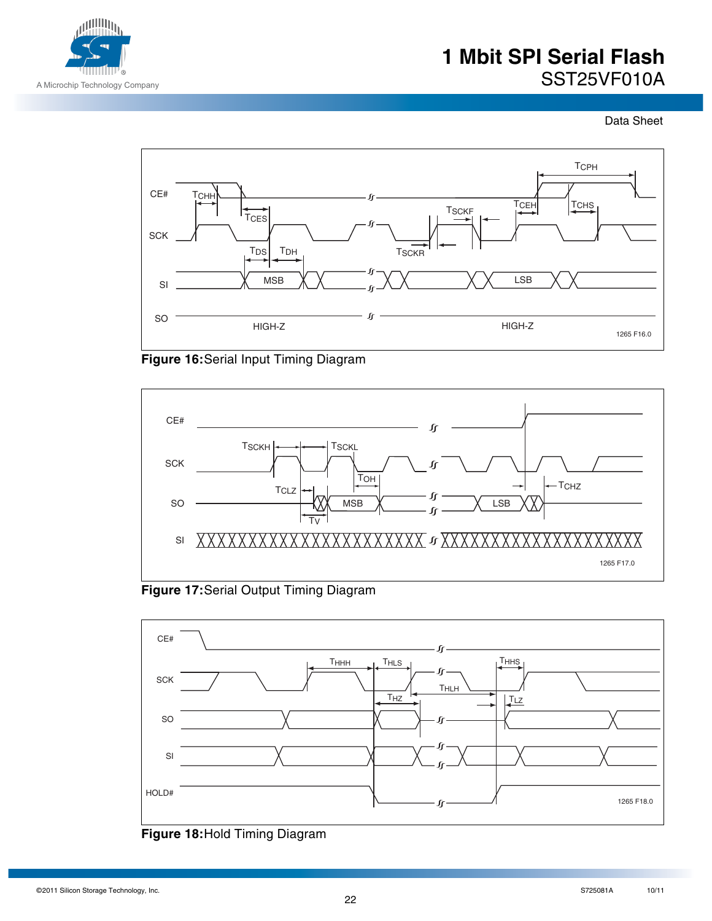Figure 16: Serial Input Timing Diagram

Figure 17: Serial Output Timing Diagram

Figure 18: Hold Timing Diagram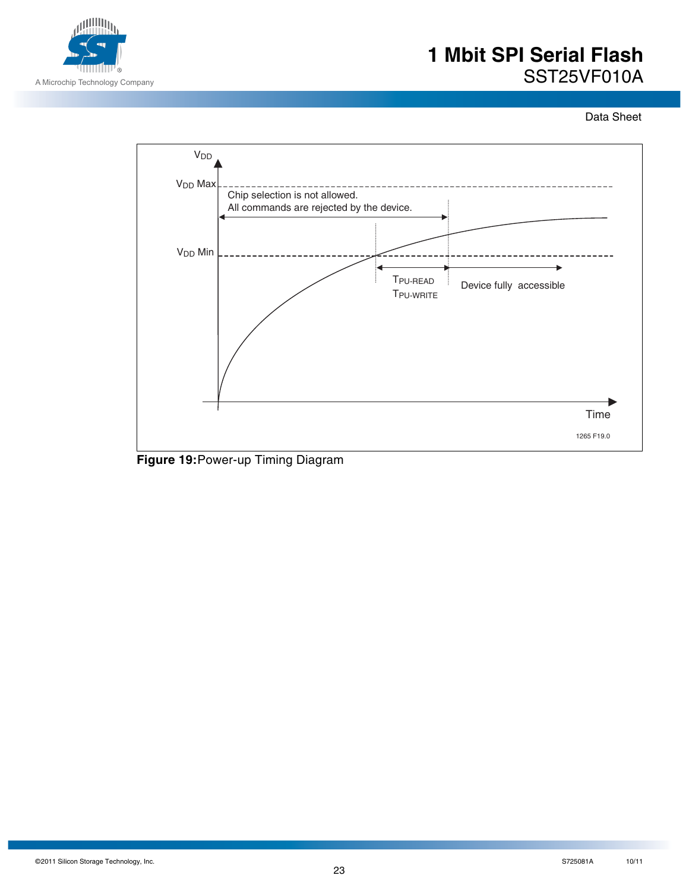$V_{DD}$

$V_{DD}$ Max

Chip selection is not allowed.
All commands are rejected by the device.

$V_{DD}$ Min

$T_{PU-READ}$
$T_{PU-WRITE}$

Device fully accessible

Time

1265 F19.0

**Figure 19:** Power-up Timing Diagram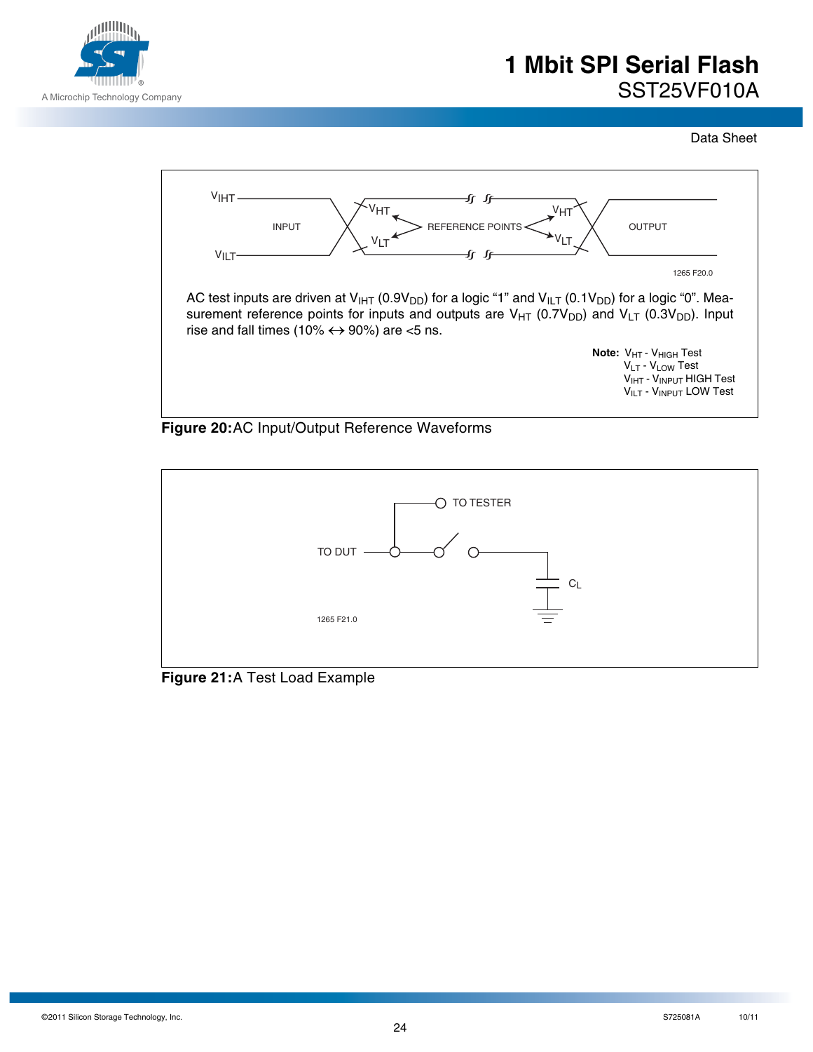AC test inputs are driven at $V_{IHT}$ ($0.9V_{DD}$) for a logic "1" and $V_{ILT}$ ($0.1V_{DD}$) for a logic "0". Measurement reference points for inputs and outputs are $V_{HT}$ ($0.7V_{DD}$) and $V_{LT}$ ($0.3V_{DD}$). Input rise and fall times (10% ↔ 90%) are <5 ns.

**Note:** $V_{HT}$ - $V_{HIGH}$ Test
$V_{LT}$ - $V_{LOW}$ Test
$V_{IHT}$ - $V_{INPUT}$ HIGH Test
$V_{ILT}$ - $V_{INPUT}$ LOW Test

**Figure 20:** AC Input/Output Reference Waveforms

**Figure 21:** A Test Load Example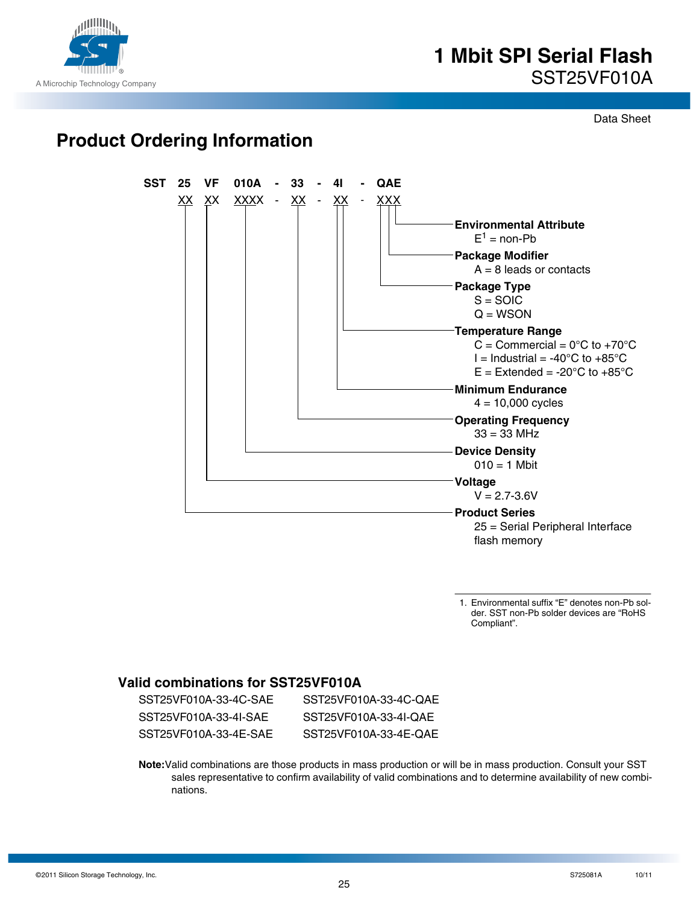## Product Ordering Information

```
SST  25  VF  010A  -  33  -  4I  -  QAE
     XX  XX  XXXX  -  XX  -  XX  -  XXX
```

**Environmental Attribute**
E[1] = non-Pb

**Package Modifier**
A = 8 leads or contacts

**Package Type**
S = SOIC
Q = WSON

**Temperature Range**
C = Commercial = 0°C to +70°C
I = Industrial = -40°C to +85°C
E = Extended = -20°C to +85°C

**Minimum Endurance**
4 = 10,000 cycles

**Operating Frequency**
33 = 33 MHz

**Device Density**
010 = 1 Mbit

**Voltage**
V = 2.7-3.6V

**Product Series**
25 = Serial Peripheral Interface flash memory

1. Environmental suffix "E" denotes non-Pb solder. SST non-Pb solder devices are "RoHS Compliant".

### Valid combinations for SST25VF010A

| | |
|---|---|
| SST25VF010A-33-4C-SAE | SST25VF010A-33-4C-QAE |
| SST25VF010A-33-4I-SAE | SST25VF010A-33-4I-QAE |
| SST25VF010A-33-4E-SAE | SST25VF010A-33-4E-QAE |

**Note:** Valid combinations are those products in mass production or will be in mass production. Consult your SST sales representative to confirm availability of valid combinations and to determine availability of new combinations.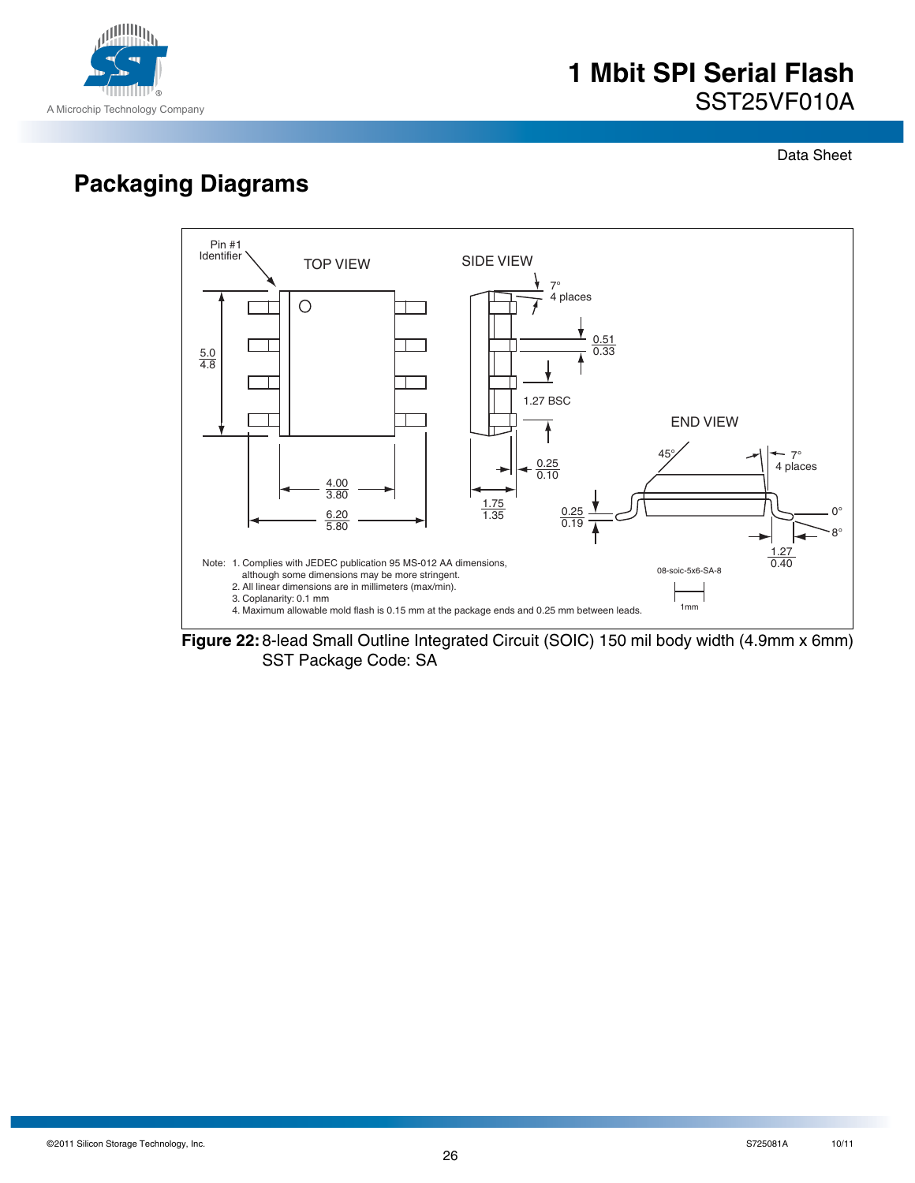## Packaging Diagrams

Note: 1. Complies with JEDEC publication 95 MS-012 AA dimensions, although some dimensions may be more stringent.
2. All linear dimensions are in millimeters (max/min).
3. Coplanarity: 0.1 mm
4. Maximum allowable mold flash is 0.15 mm at the package ends and 0.25 mm between leads.

08-soic-5x6-SA-8

**Figure 22:** 8-lead Small Outline Integrated Circuit (SOIC) 150 mil body width (4.9mm x 6mm)
SST Package Code: SA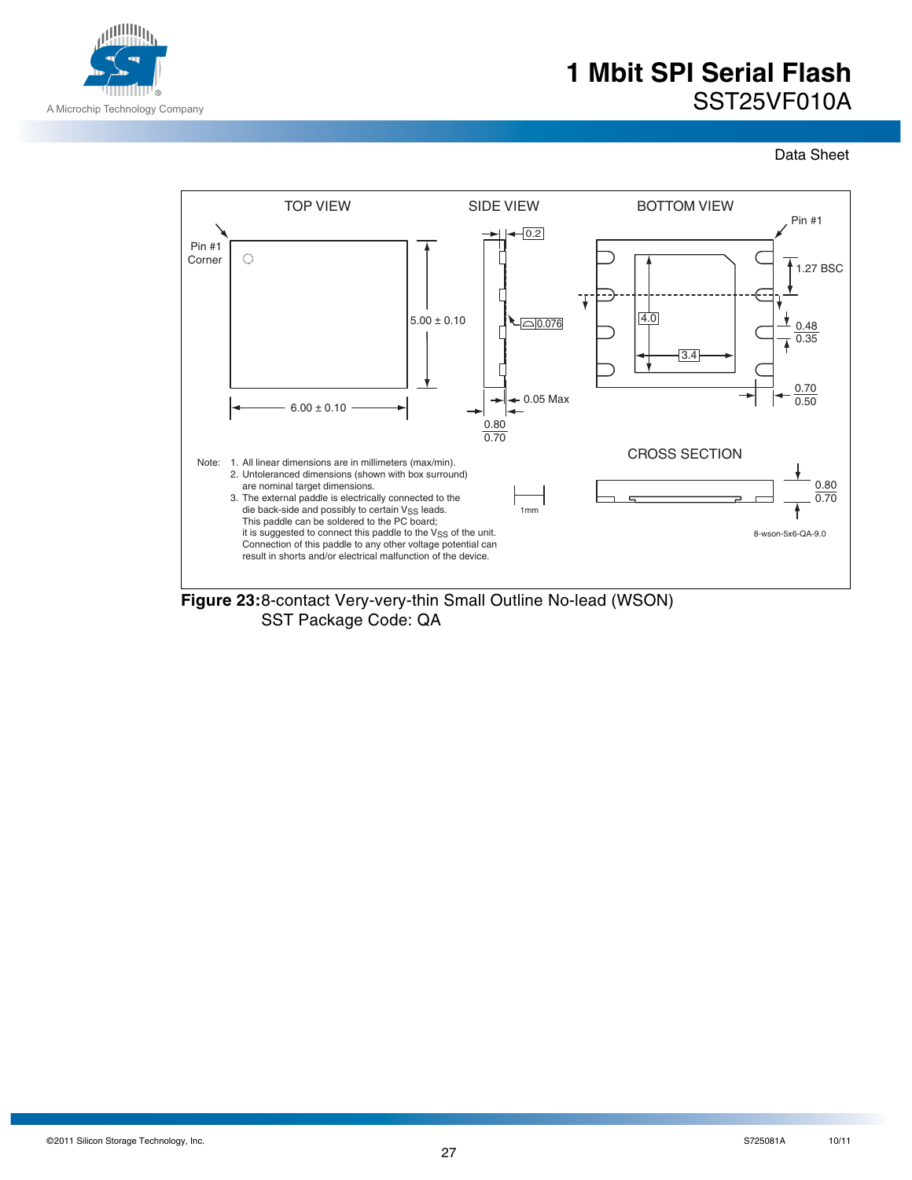TOP VIEW

SIDE VIEW

BOTTOM VIEW

Pin #1 Corner

Pin #1

5.00 ± 0.10

6.00 ± 0.10

0.2

0.076

0.05 Max

0.80
0.70

1.27 BSC

4.0

3.4

0.48
0.35

0.70
0.50

CROSS SECTION

0.80
0.70

1mm

8-wson-5x6-QA-9.0

Note:
1. All linear dimensions are in millimeters (max/min).
2. Untoleranced dimensions (shown with box surround) are nominal target dimensions.
3. The external paddle is electrically connected to the die back-side and possibly to certain $V_{SS}$ leads. This paddle can be soldered to the PC board; it is suggested to connect this paddle to the $V_{SS}$ of the unit. Connection of this paddle to any other voltage potential can result in shorts and/or electrical malfunction of the device.

**Figure 23:** 8-contact Very-very-thin Small Outline No-lead (WSON)
SST Package Code: QA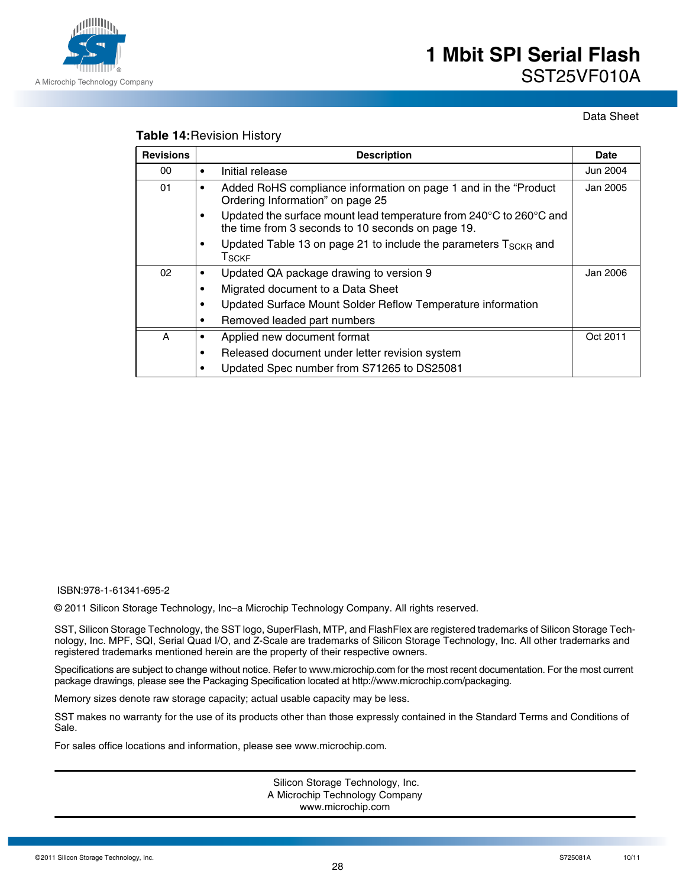**Table 14:** Revision History

| Revisions | Description | Date |
|---|---|---|
| 00 | • Initial release | Jun 2004 |
| 01 | • Added RoHS compliance information on page 1 and in the “Product Ordering Information” on page 25<br>• Updated the surface mount lead temperature from 240°C to 260°C and the time from 3 seconds to 10 seconds on page 19.<br>• Updated Table 13 on page 21 to include the parameters $T_{SCKR}$ and $T_{SCKF}$ | Jan 2005 |
| 02 | • Updated QA package drawing to version 9<br>• Migrated document to a Data Sheet<br>• Updated Surface Mount Solder Reflow Temperature information<br>• Removed leaded part numbers | Jan 2006 |
| A | • Applied new document format<br>• Released document under letter revision system<br>• Updated Spec number from S71265 to DS25081 | Oct 2011 |

ISBN:978-1-61341-695-2

© 2011 Silicon Storage Technology, Inc–a Microchip Technology Company. All rights reserved.

SST, Silicon Storage Technology, the SST logo, SuperFlash, MTP, and FlashFlex are registered trademarks of Silicon Storage Technology, Inc. MPF, SQI, Serial Quad I/O, and Z-Scale are trademarks of Silicon Storage Technology, Inc. All other trademarks and registered trademarks mentioned herein are the property of their respective owners.

Specifications are subject to change without notice. Refer to www.microchip.com for the most recent documentation. For the most current package drawings, please see the Packaging Specification located at http://www.microchip.com/packaging.

Memory sizes denote raw storage capacity; actual usable capacity may be less.

SST makes no warranty for the use of its products other than those expressly contained in the Standard Terms and Conditions of Sale.

For sales office locations and information, please see www.microchip.com.

Silicon Storage Technology, Inc.
A Microchip Technology Company
www.microchip.com